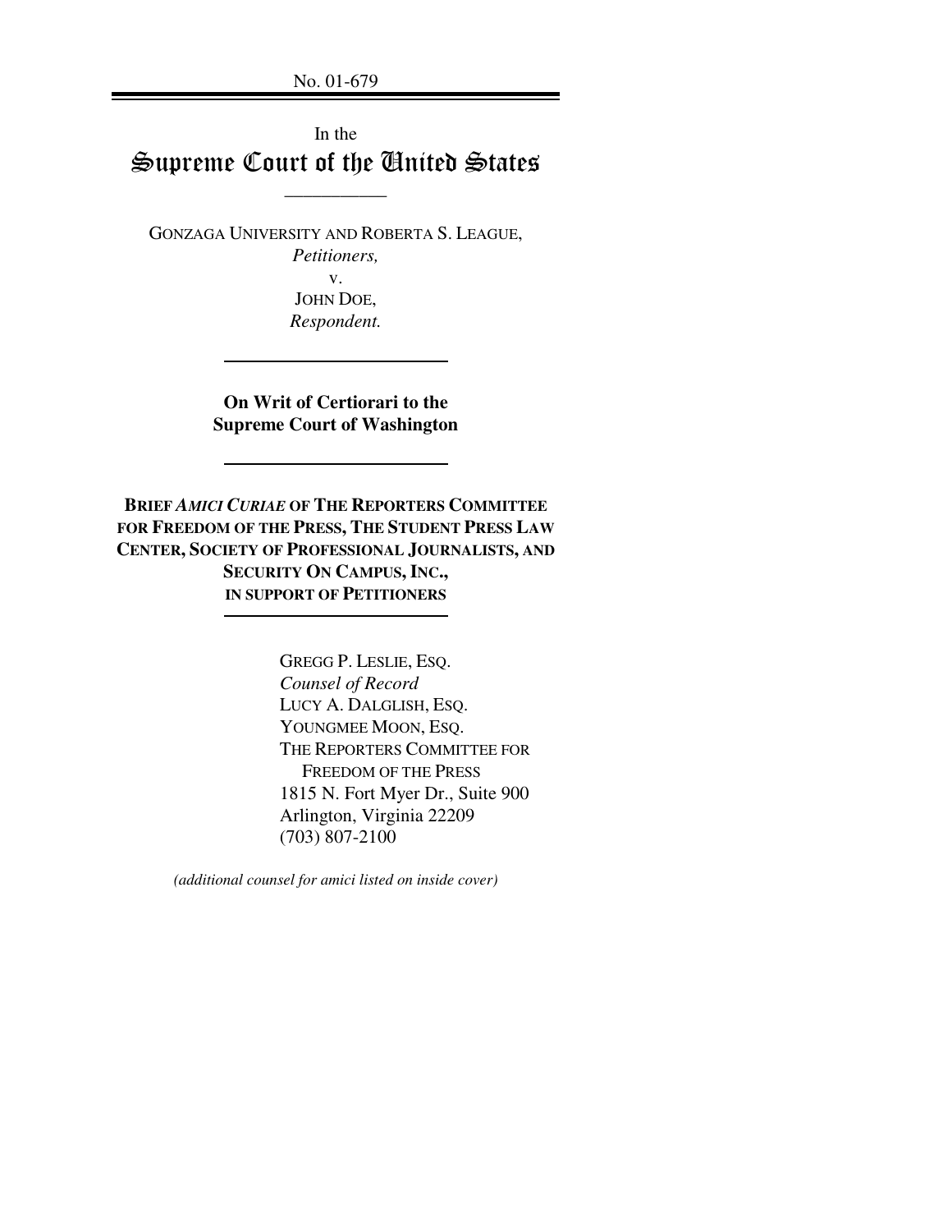No. 01-679

In the

# Supreme Court of the United States

GONZAGA UNIVERSITY AND ROBERTA S. LEAGUE,
*Petitioners,*
v.
JOHN DOE,
*Respondent.*

**On Writ of Certiorari to the Supreme Court of Washington**

**BRIEF *AMICI CURIAE* OF THE REPORTERS COMMITTEE FOR FREEDOM OF THE PRESS, THE STUDENT PRESS LAW CENTER, SOCIETY OF PROFESSIONAL JOURNALISTS, AND SECURITY ON CAMPUS, INC., IN SUPPORT OF PETITIONERS**

GREGG P. LESLIE, ESQ.
*Counsel of Record*
LUCY A. DALGLISH, ESQ.
YOUNGMEE MOON, ESQ.
THE REPORTERS COMMITTEE FOR FREEDOM OF THE PRESS
1815 N. Fort Myer Dr., Suite 900
Arlington, Virginia 22209
(703) 807-2100

*(additional counsel for amici listed on inside cover)*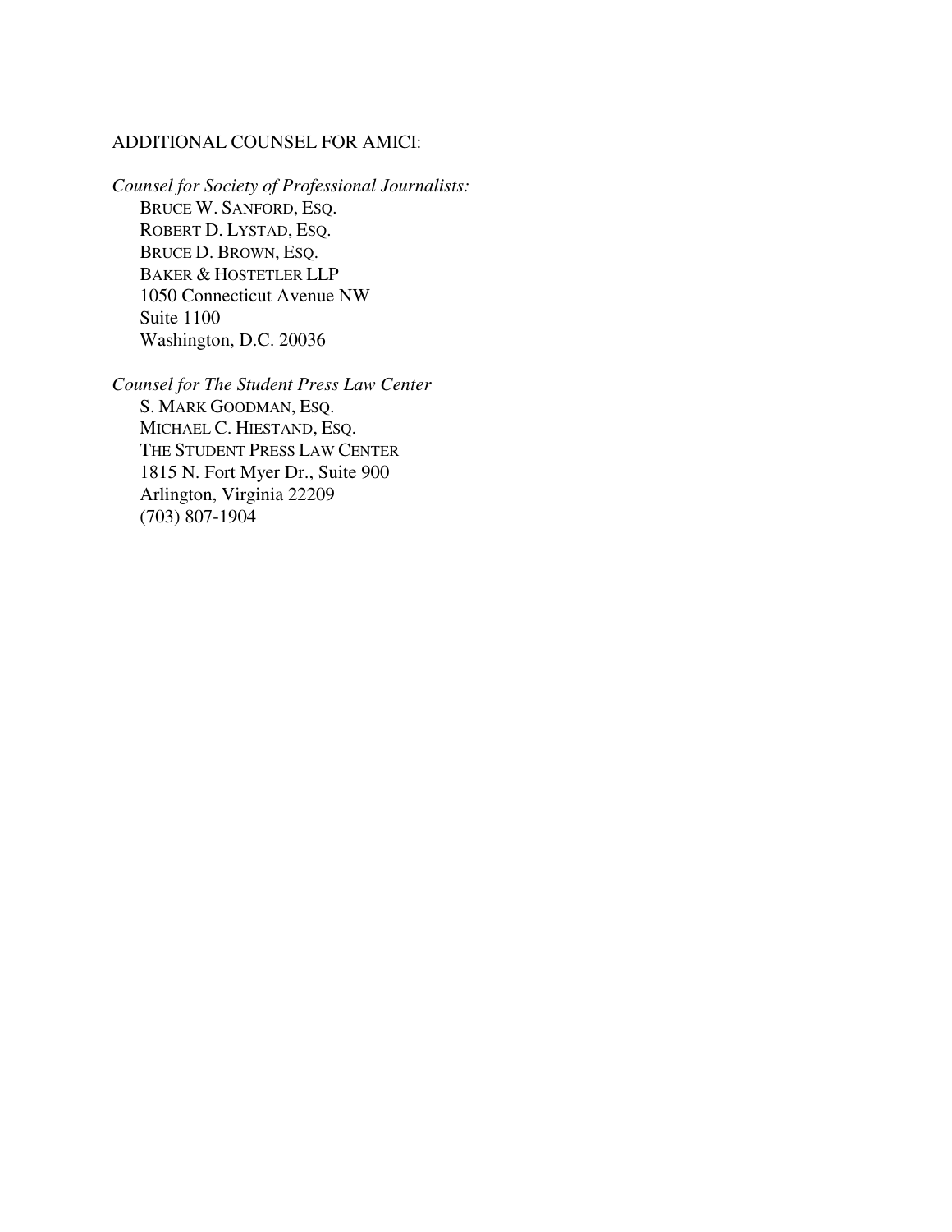ADDITIONAL COUNSEL FOR AMICI:

*Counsel for Society of Professional Journalists:*

BRUCE W. SANFORD, ESQ.
ROBERT D. LYSTAD, ESQ.
BRUCE D. BROWN, ESQ.
BAKER & HOSTETLER LLP
1050 Connecticut Avenue NW
Suite 1100
Washington, D.C. 20036

*Counsel for The Student Press Law Center*

S. MARK GOODMAN, ESQ.
MICHAEL C. HIESTAND, ESQ.
THE STUDENT PRESS LAW CENTER
1815 N. Fort Myer Dr., Suite 900
Arlington, Virginia 22209
(703) 807-1904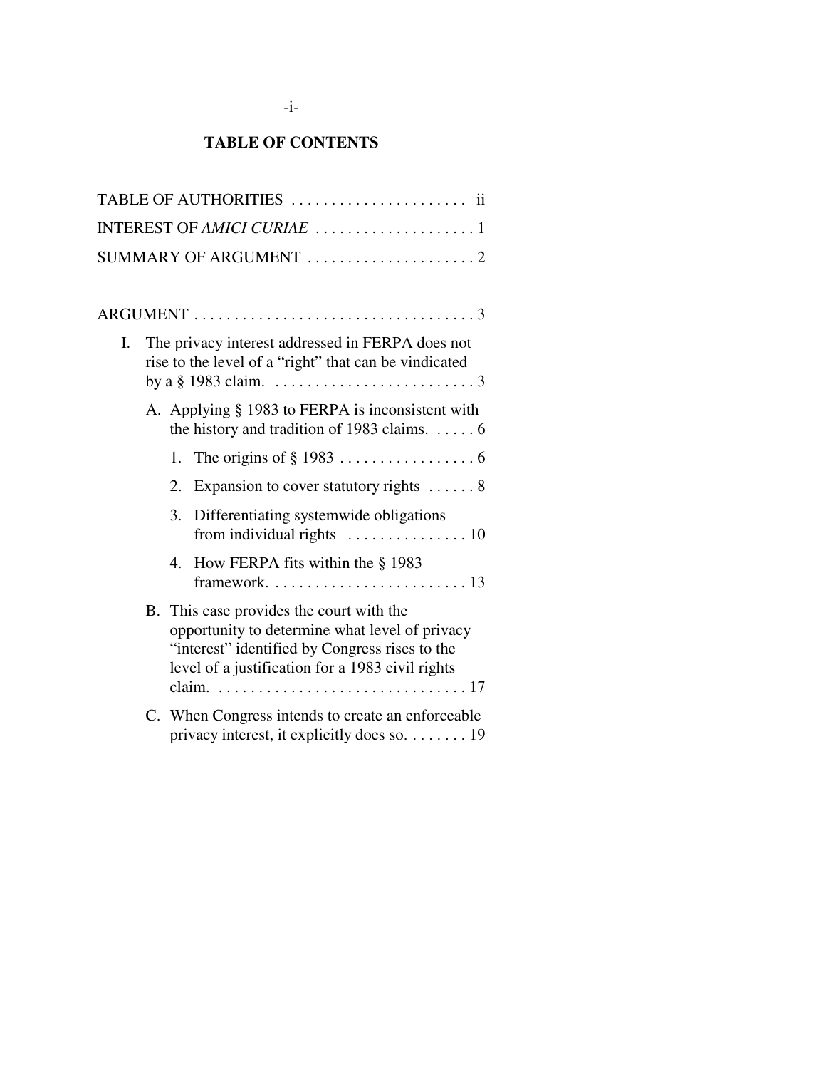# TABLE OF CONTENTS

TABLE OF AUTHORITIES . . . . . . . . . . . . . . . . . . . . . . ii

INTEREST OF *AMICI CURIAE* . . . . . . . . . . . . . . . . . . . . 1

SUMMARY OF ARGUMENT . . . . . . . . . . . . . . . . . . . . . 2

ARGUMENT . . . . . . . . . . . . . . . . . . . . . . . . . . . . . . . . . . . 3

I. The privacy interest addressed in FERPA does not rise to the level of a "right" that can be vindicated by a § 1983 claim. . . . . . . . . . . . . . . . . . . . . . . . . . 3

   A. Applying § 1983 to FERPA is inconsistent with the history and tradition of 1983 claims. . . . . . 6

      1. The origins of § 1983 . . . . . . . . . . . . . . . . . 6

      2. Expansion to cover statutory rights . . . . . . 8

      3. Differentiating systemwide obligations from individual rights . . . . . . . . . . . . . . . 10

      4. How FERPA fits within the § 1983 framework. . . . . . . . . . . . . . . . . . . . . . . . 13

   B. This case provides the court with the opportunity to determine what level of privacy "interest" identified by Congress rises to the level of a justification for a 1983 civil rights claim. . . . . . . . . . . . . . . . . . . . . . . . . . . . . . . . 17

   C. When Congress intends to create an enforceable privacy interest, it explicitly does so. . . . . . . . 19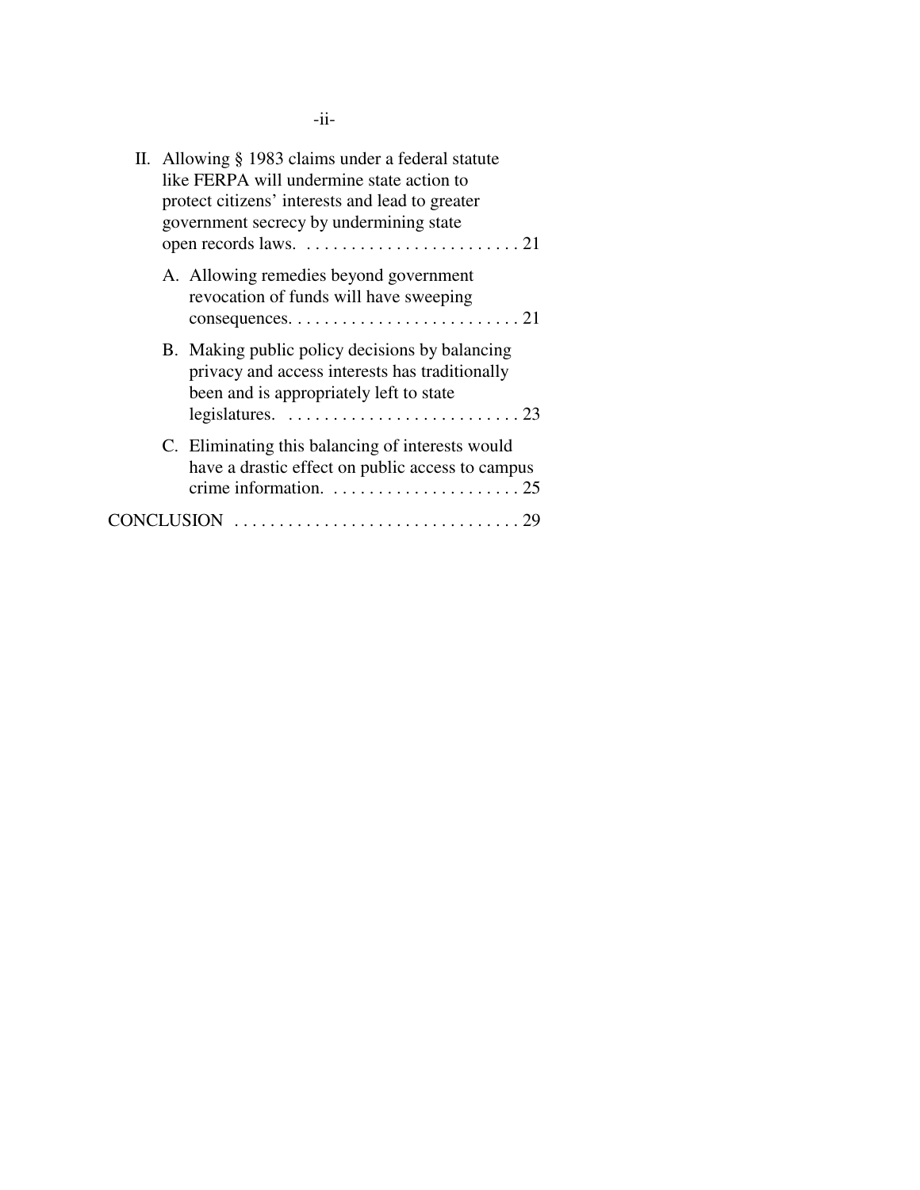II. Allowing § 1983 claims under a federal statute like FERPA will undermine state action to protect citizens' interests and lead to greater government secrecy by undermining state open records laws. . . . . . . . . . . . . . . . . . . . . . . . . 21

   A. Allowing remedies beyond government revocation of funds will have sweeping consequences. . . . . . . . . . . . . . . . . . . . . . . . . . 21

   B. Making public policy decisions by balancing privacy and access interests has traditionally been and is appropriately left to state legislatures. . . . . . . . . . . . . . . . . . . . . . . . . . 23

   C. Eliminating this balancing of interests would have a drastic effect on public access to campus crime information. . . . . . . . . . . . . . . . . . . . . . 25

CONCLUSION . . . . . . . . . . . . . . . . . . . . . . . . . . . . . . . . 29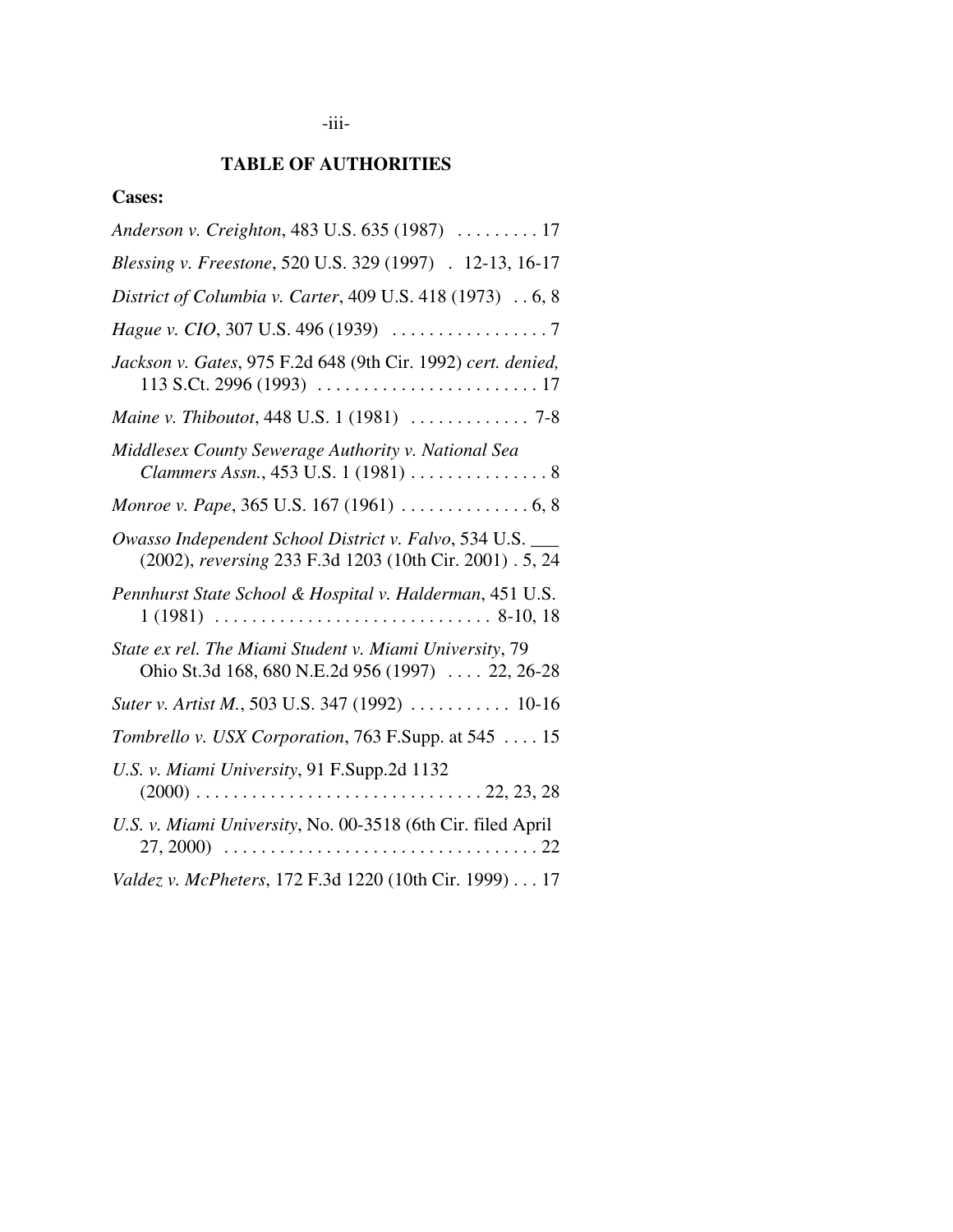## TABLE OF AUTHORITIES

**Cases:**

*Anderson v. Creighton*, 483 U.S. 635 (1987) . . . . . . . . . 17

*Blessing v. Freestone*, 520 U.S. 329 (1997) . 12-13, 16-17

*District of Columbia v. Carter*, 409 U.S. 418 (1973) . . 6, 8

*Hague v. CIO*, 307 U.S. 496 (1939) . . . . . . . . . . . . . . . . . 7

*Jackson v. Gates*, 975 F.2d 648 (9th Cir. 1992) *cert. denied,* 113 S.Ct. 2996 (1993) . . . . . . . . . . . . . . . . . . . . . . . . 17

*Maine v. Thiboutot*, 448 U.S. 1 (1981) . . . . . . . . . . . . . 7-8

*Middlesex County Sewerage Authority v. National Sea Clammers Assn.*, 453 U.S. 1 (1981) . . . . . . . . . . . . . . . 8

*Monroe v. Pape*, 365 U.S. 167 (1961) . . . . . . . . . . . . . . 6, 8

*Owasso Independent School District v. Falvo*, 534 U.S. ___ (2002), *reversing* 233 F.3d 1203 (10th Cir. 2001) . 5, 24

*Pennhurst State School & Hospital v. Halderman*, 451 U.S. 1 (1981) . . . . . . . . . . . . . . . . . . . . . . . . . . . . . . 8-10, 18

*State ex rel. The Miami Student v. Miami University*, 79 Ohio St.3d 168, 680 N.E.2d 956 (1997) . . . . 22, 26-28

*Suter v. Artist M.*, 503 U.S. 347 (1992) . . . . . . . . . . . 10-16

*Tombrello v. USX Corporation*, 763 F.Supp. at 545 . . . . 15

*U.S. v. Miami University*, 91 F.Supp.2d 1132 (2000) . . . . . . . . . . . . . . . . . . . . . . . . . . . . . . . 22, 23, 28

*U.S. v. Miami University*, No. 00-3518 (6th Cir. filed April 27, 2000) . . . . . . . . . . . . . . . . . . . . . . . . . . . . . . . . . . 22

*Valdez v. McPheters*, 172 F.3d 1220 (10th Cir. 1999) . . . 17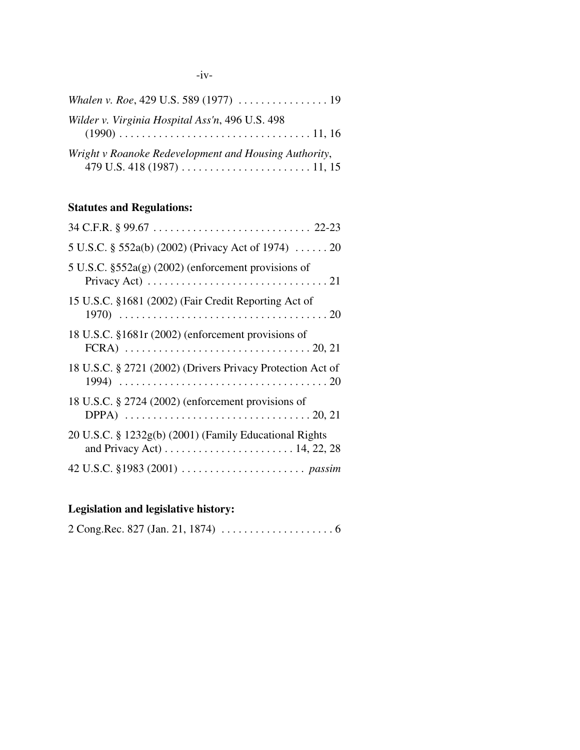*Whalen v. Roe*, 429 U.S. 589 (1977) . . . . . . . . . . . . . . . . 19

*Wilder v. Virginia Hospital Ass'n*, 496 U.S. 498 (1990) . . . . . . . . . . . . . . . . . . . . . . . . . . . . . . . . . . 11, 16

*Wright v Roanoke Redevelopment and Housing Authority*, 479 U.S. 418 (1987) . . . . . . . . . . . . . . . . . . . . . . . 11, 15

**Statutes and Regulations:**

34 C.F.R. § 99.67 . . . . . . . . . . . . . . . . . . . . . . . . . . . . 22-23

5 U.S.C. § 552a(b) (2002) (Privacy Act of 1974) . . . . . . 20

5 U.S.C. §552a(g) (2002) (enforcement provisions of Privacy Act) . . . . . . . . . . . . . . . . . . . . . . . . . . . . . . . . 21

15 U.S.C. §1681 (2002) (Fair Credit Reporting Act of 1970) . . . . . . . . . . . . . . . . . . . . . . . . . . . . . . . . . . . . . 20

18 U.S.C. §1681r (2002) (enforcement provisions of FCRA) . . . . . . . . . . . . . . . . . . . . . . . . . . . . . . . . . 20, 21

18 U.S.C. § 2721 (2002) (Drivers Privacy Protection Act of 1994) . . . . . . . . . . . . . . . . . . . . . . . . . . . . . . . . . . . . . 20

18 U.S.C. § 2724 (2002) (enforcement provisions of DPPA) . . . . . . . . . . . . . . . . . . . . . . . . . . . . . . . . . 20, 21

20 U.S.C. § 1232g(b) (2001) (Family Educational Rights and Privacy Act) . . . . . . . . . . . . . . . . . . . . . . . 14, 22, 28

42 U.S.C. §1983 (2001) . . . . . . . . . . . . . . . . . . . . . . *passim*

**Legislation and legislative history:**

2 Cong.Rec. 827 (Jan. 21, 1874) . . . . . . . . . . . . . . . . . . . . 6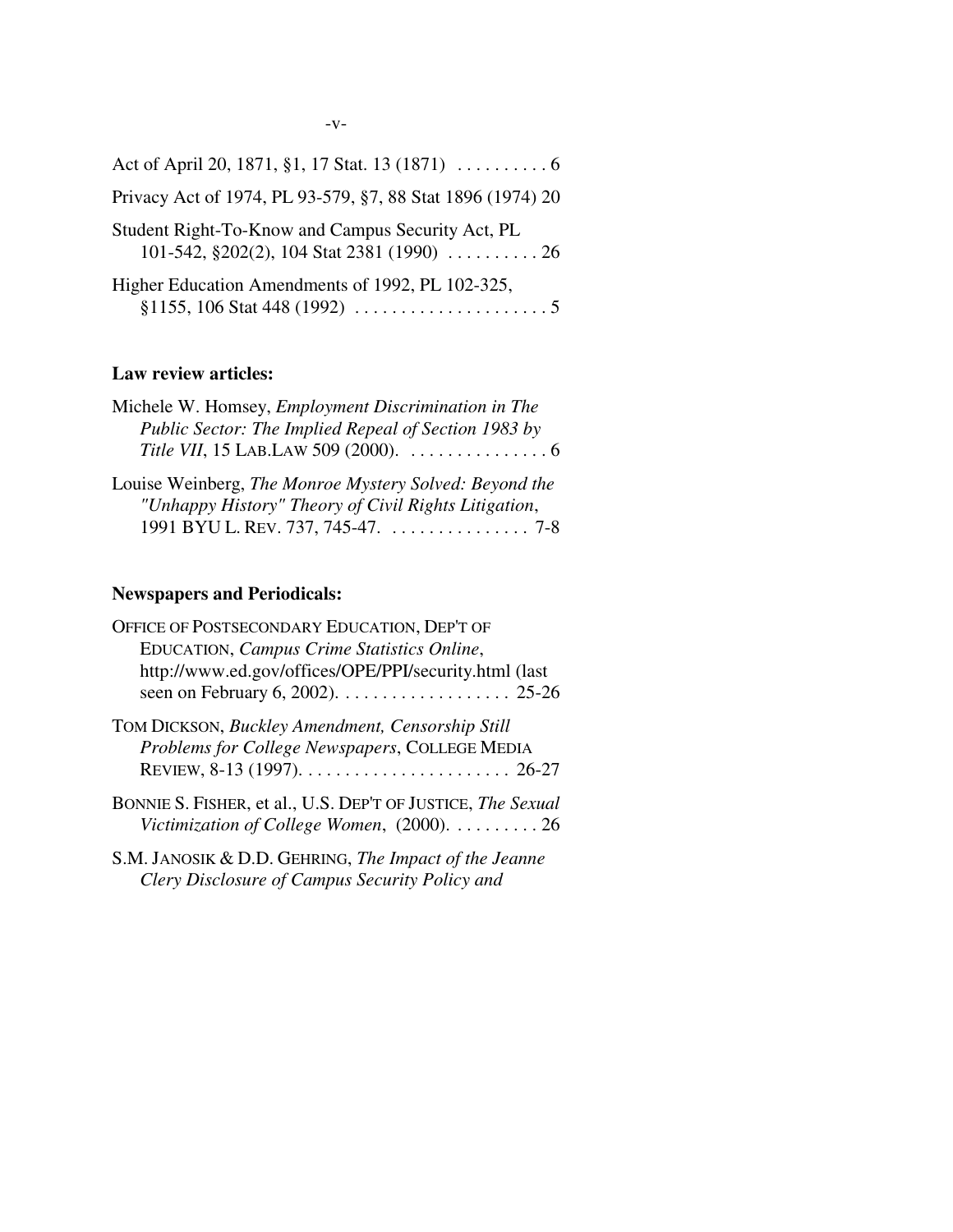Act of April 20, 1871, §1, 17 Stat. 13 (1871) . . . . . . . . . . 6

Privacy Act of 1974, PL 93-579, §7, 88 Stat 1896 (1974) 20

Student Right-To-Know and Campus Security Act, PL 101-542, §202(2), 104 Stat 2381 (1990) . . . . . . . . . . 26

Higher Education Amendments of 1992, PL 102-325, §1155, 106 Stat 448 (1992) . . . . . . . . . . . . . . . . . . . . . 5

**Law review articles:**

Michele W. Homsey, *Employment Discrimination in The Public Sector: The Implied Repeal of Section 1983 by Title VII*, 15 LAB.LAW 509 (2000). . . . . . . . . . . . . . . 6

Louise Weinberg, *The Monroe Mystery Solved: Beyond the "Unhappy History" Theory of Civil Rights Litigation*, 1991 BYU L. REV. 737, 745-47. . . . . . . . . . . . . . . . 7-8

**Newspapers and Periodicals:**

OFFICE OF POSTSECONDARY EDUCATION, DEP'T OF EDUCATION, *Campus Crime Statistics Online*, http://www.ed.gov/offices/OPE/PPI/security.html (last seen on February 6, 2002). . . . . . . . . . . . . . . . . . . 25-26

TOM DICKSON, *Buckley Amendment, Censorship Still Problems for College Newspapers*, COLLEGE MEDIA REVIEW, 8-13 (1997). . . . . . . . . . . . . . . . . . . . . . . 26-27

BONNIE S. FISHER, et al., U.S. DEP'T OF JUSTICE, *The Sexual Victimization of College Women*, (2000). . . . . . . . . . 26

S.M. JANOSIK & D.D. GEHRING, *The Impact of the Jeanne Clery Disclosure of Campus Security Policy and*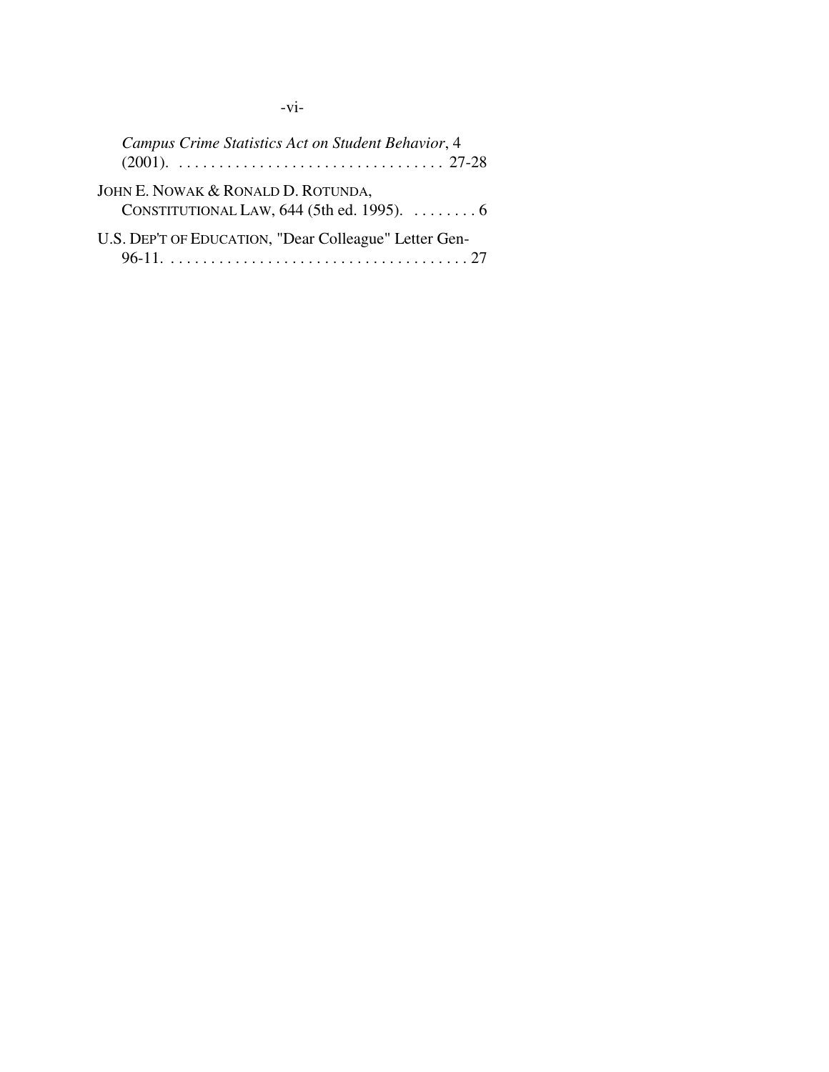*Campus Crime Statistics Act on Student Behavior*, 4 (2001). . . . . . . . . . . . . . . . . . . . . . . . . . . . . . . . . 27-28

JOHN E. NOWAK & RONALD D. ROTUNDA, CONSTITUTIONAL LAW, 644 (5th ed. 1995). . . . . . . . . 6

U.S. DEP'T OF EDUCATION, "Dear Colleague" Letter Gen-96-11. . . . . . . . . . . . . . . . . . . . . . . . . . . . . . . . . . . . . . 27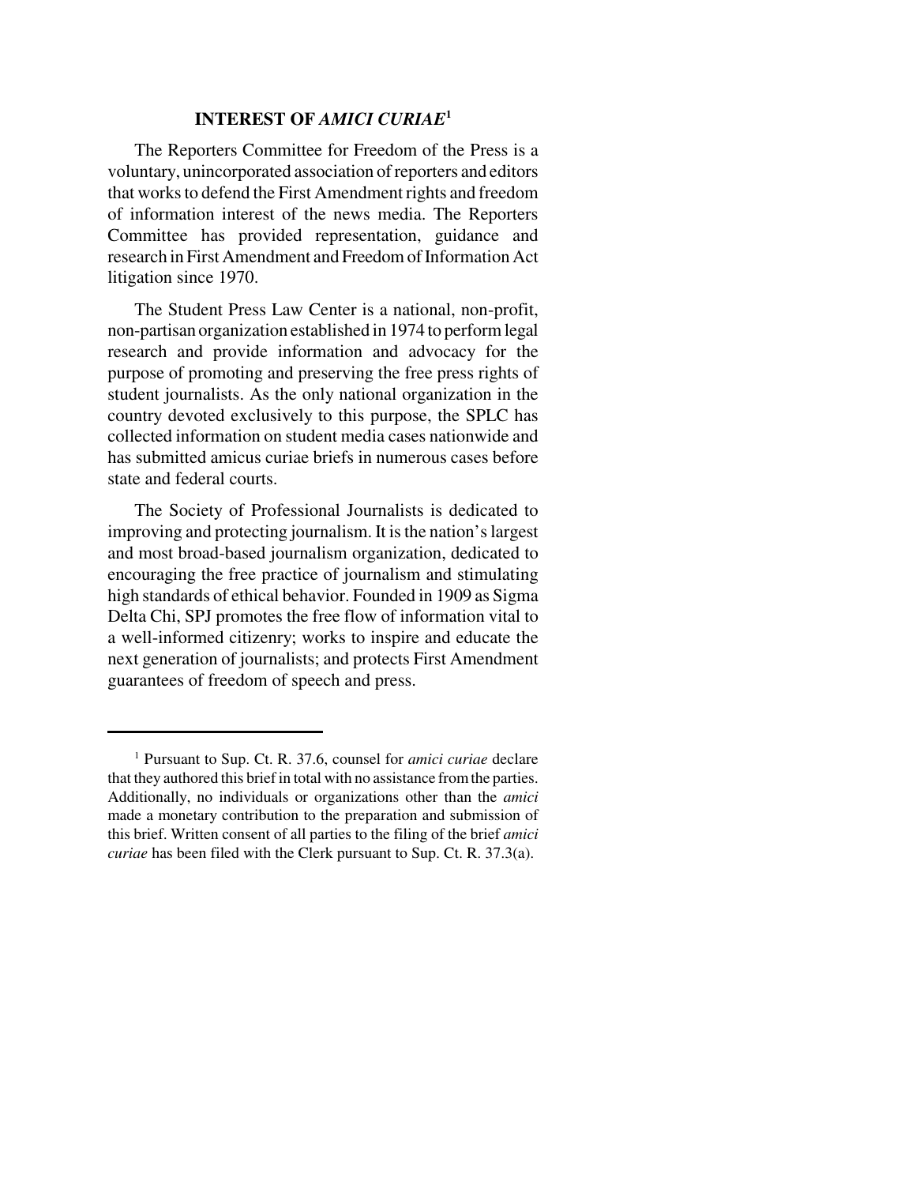## INTEREST OF *AMICI CURIAE*[1]

The Reporters Committee for Freedom of the Press is a voluntary, unincorporated association of reporters and editors that works to defend the First Amendment rights and freedom of information interest of the news media. The Reporters Committee has provided representation, guidance and research in First Amendment and Freedom of Information Act litigation since 1970.

The Student Press Law Center is a national, non-profit, non-partisan organization established in 1974 to perform legal research and provide information and advocacy for the purpose of promoting and preserving the free press rights of student journalists. As the only national organization in the country devoted exclusively to this purpose, the SPLC has collected information on student media cases nationwide and has submitted amicus curiae briefs in numerous cases before state and federal courts.

The Society of Professional Journalists is dedicated to improving and protecting journalism. It is the nation's largest and most broad-based journalism organization, dedicated to encouraging the free practice of journalism and stimulating high standards of ethical behavior. Founded in 1909 as Sigma Delta Chi, SPJ promotes the free flow of information vital to a well-informed citizenry; works to inspire and educate the next generation of journalists; and protects First Amendment guarantees of freedom of speech and press.

---

[1] Pursuant to Sup. Ct. R. 37.6, counsel for *amici curiae* declare that they authored this brief in total with no assistance from the parties. Additionally, no individuals or organizations other than the *amici* made a monetary contribution to the preparation and submission of this brief. Written consent of all parties to the filing of the brief *amici curiae* has been filed with the Clerk pursuant to Sup. Ct. R. 37.3(a).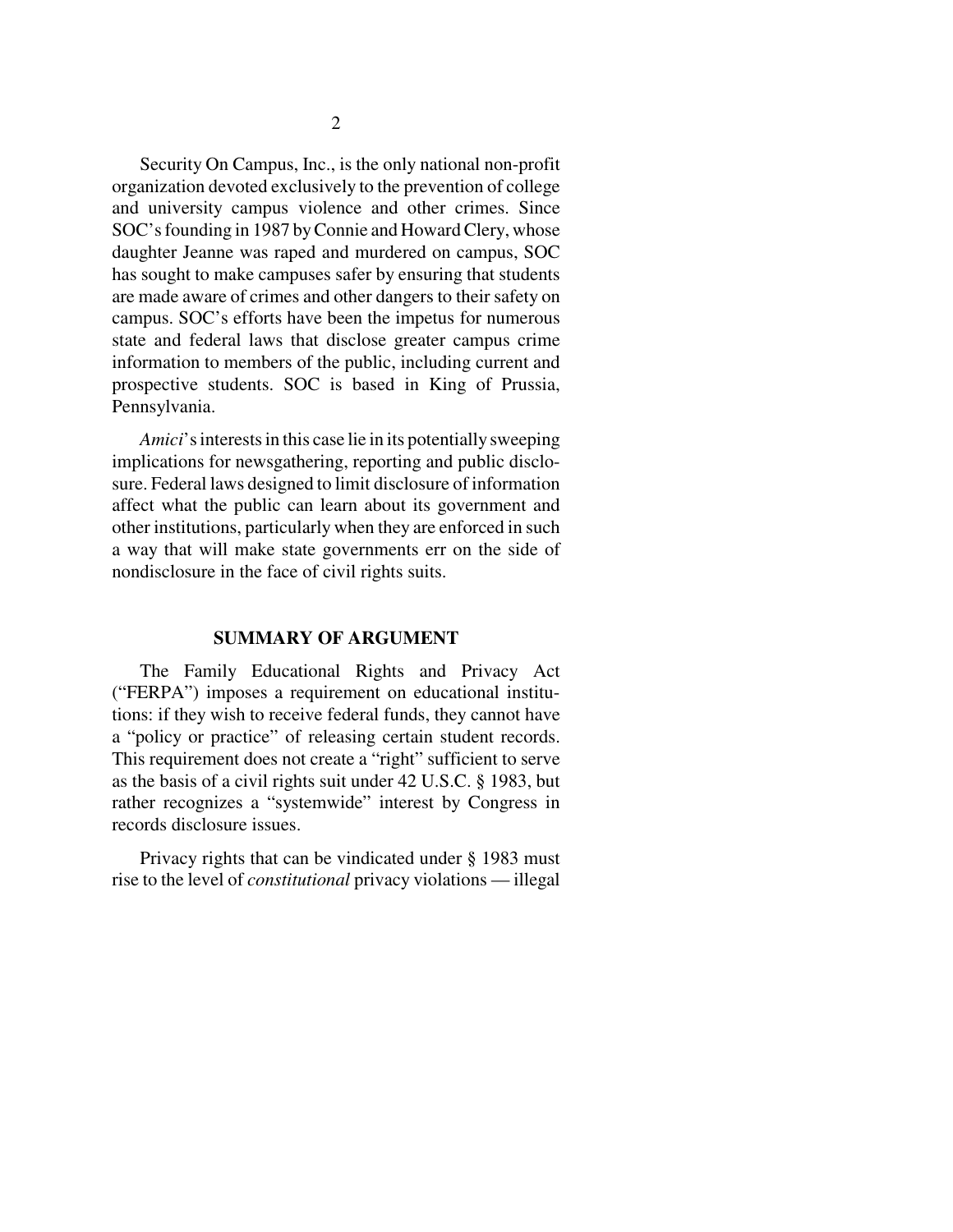Security On Campus, Inc., is the only national non-profit organization devoted exclusively to the prevention of college and university campus violence and other crimes. Since SOC's founding in 1987 by Connie and Howard Clery, whose daughter Jeanne was raped and murdered on campus, SOC has sought to make campuses safer by ensuring that students are made aware of crimes and other dangers to their safety on campus. SOC's efforts have been the impetus for numerous state and federal laws that disclose greater campus crime information to members of the public, including current and prospective students. SOC is based in King of Prussia, Pennsylvania.

*Amici*'s interests in this case lie in its potentially sweeping implications for newsgathering, reporting and public disclosure. Federal laws designed to limit disclosure of information affect what the public can learn about its government and other institutions, particularly when they are enforced in such a way that will make state governments err on the side of nondisclosure in the face of civil rights suits.

## SUMMARY OF ARGUMENT

The Family Educational Rights and Privacy Act ("FERPA") imposes a requirement on educational institutions: if they wish to receive federal funds, they cannot have a "policy or practice" of releasing certain student records. This requirement does not create a "right" sufficient to serve as the basis of a civil rights suit under 42 U.S.C. § 1983, but rather recognizes a "systemwide" interest by Congress in records disclosure issues.

Privacy rights that can be vindicated under § 1983 must rise to the level of *constitutional* privacy violations — illegal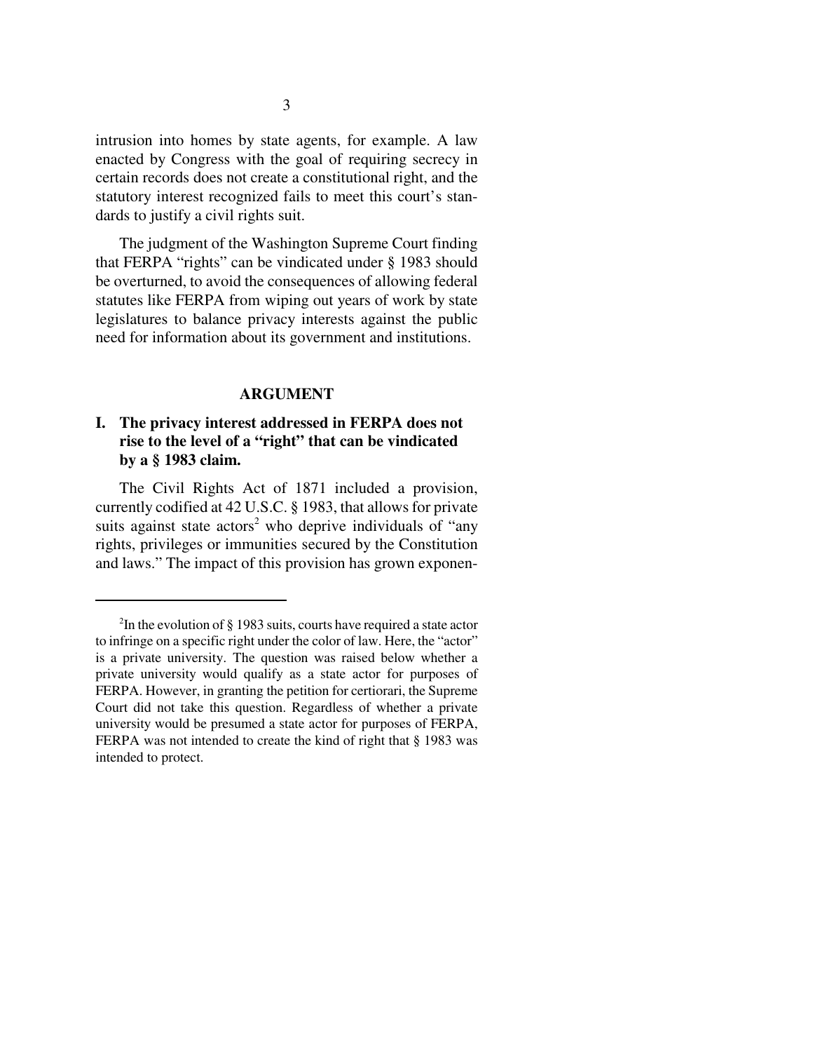intrusion into homes by state agents, for example. A law enacted by Congress with the goal of requiring secrecy in certain records does not create a constitutional right, and the statutory interest recognized fails to meet this court's standards to justify a civil rights suit.

The judgment of the Washington Supreme Court finding that FERPA "rights" can be vindicated under § 1983 should be overturned, to avoid the consequences of allowing federal statutes like FERPA from wiping out years of work by state legislatures to balance privacy interests against the public need for information about its government and institutions.

## ARGUMENT

### I. The privacy interest addressed in FERPA does not rise to the level of a "right" that can be vindicated by a § 1983 claim.

The Civil Rights Act of 1871 included a provision, currently codified at 42 U.S.C. § 1983, that allows for private suits against state actors[2] who deprive individuals of "any rights, privileges or immunities secured by the Constitution and laws." The impact of this provision has grown exponen-

---

[2]In the evolution of § 1983 suits, courts have required a state actor to infringe on a specific right under the color of law. Here, the "actor" is a private university. The question was raised below whether a private university would qualify as a state actor for purposes of FERPA. However, in granting the petition for certiorari, the Supreme Court did not take this question. Regardless of whether a private university would be presumed a state actor for purposes of FERPA, FERPA was not intended to create the kind of right that § 1983 was intended to protect.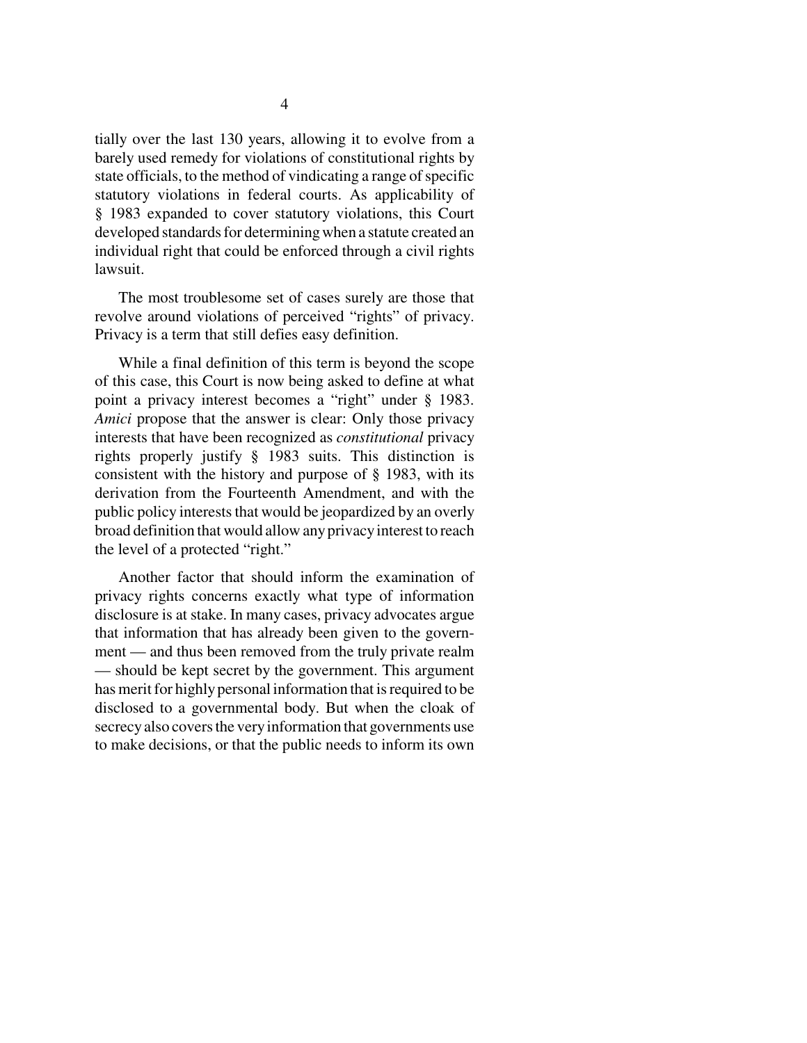tially over the last 130 years, allowing it to evolve from a barely used remedy for violations of constitutional rights by state officials, to the method of vindicating a range of specific statutory violations in federal courts. As applicability of § 1983 expanded to cover statutory violations, this Court developed standards for determining when a statute created an individual right that could be enforced through a civil rights lawsuit.

The most troublesome set of cases surely are those that revolve around violations of perceived "rights" of privacy. Privacy is a term that still defies easy definition.

While a final definition of this term is beyond the scope of this case, this Court is now being asked to define at what point a privacy interest becomes a "right" under § 1983. *Amici* propose that the answer is clear: Only those privacy interests that have been recognized as *constitutional* privacy rights properly justify § 1983 suits. This distinction is consistent with the history and purpose of § 1983, with its derivation from the Fourteenth Amendment, and with the public policy interests that would be jeopardized by an overly broad definition that would allow any privacy interest to reach the level of a protected "right."

Another factor that should inform the examination of privacy rights concerns exactly what type of information disclosure is at stake. In many cases, privacy advocates argue that information that has already been given to the government — and thus been removed from the truly private realm — should be kept secret by the government. This argument has merit for highly personal information that is required to be disclosed to a governmental body. But when the cloak of secrecy also covers the very information that governments use to make decisions, or that the public needs to inform its own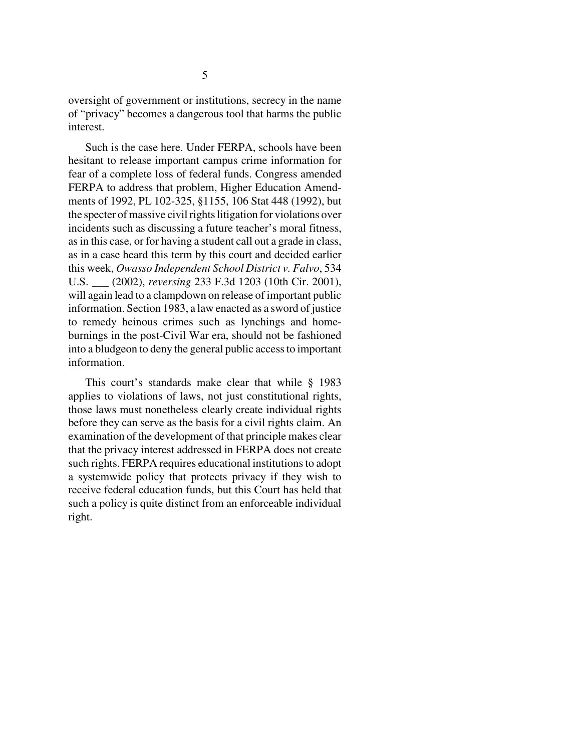oversight of government or institutions, secrecy in the name of "privacy" becomes a dangerous tool that harms the public interest.

Such is the case here. Under FERPA, schools have been hesitant to release important campus crime information for fear of a complete loss of federal funds. Congress amended FERPA to address that problem, Higher Education Amendments of 1992, PL 102-325, §1155, 106 Stat 448 (1992), but the specter of massive civil rights litigation for violations over incidents such as discussing a future teacher's moral fitness, as in this case, or for having a student call out a grade in class, as in a case heard this term by this court and decided earlier this week, *Owasso Independent School District v. Falvo*, 534 U.S. ___ (2002), *reversing* 233 F.3d 1203 (10th Cir. 2001), will again lead to a clampdown on release of important public information. Section 1983, a law enacted as a sword of justice to remedy heinous crimes such as lynchings and home-burnings in the post-Civil War era, should not be fashioned into a bludgeon to deny the general public access to important information.

This court's standards make clear that while § 1983 applies to violations of laws, not just constitutional rights, those laws must nonetheless clearly create individual rights before they can serve as the basis for a civil rights claim. An examination of the development of that principle makes clear that the privacy interest addressed in FERPA does not create such rights. FERPA requires educational institutions to adopt a systemwide policy that protects privacy if they wish to receive federal education funds, but this Court has held that such a policy is quite distinct from an enforceable individual right.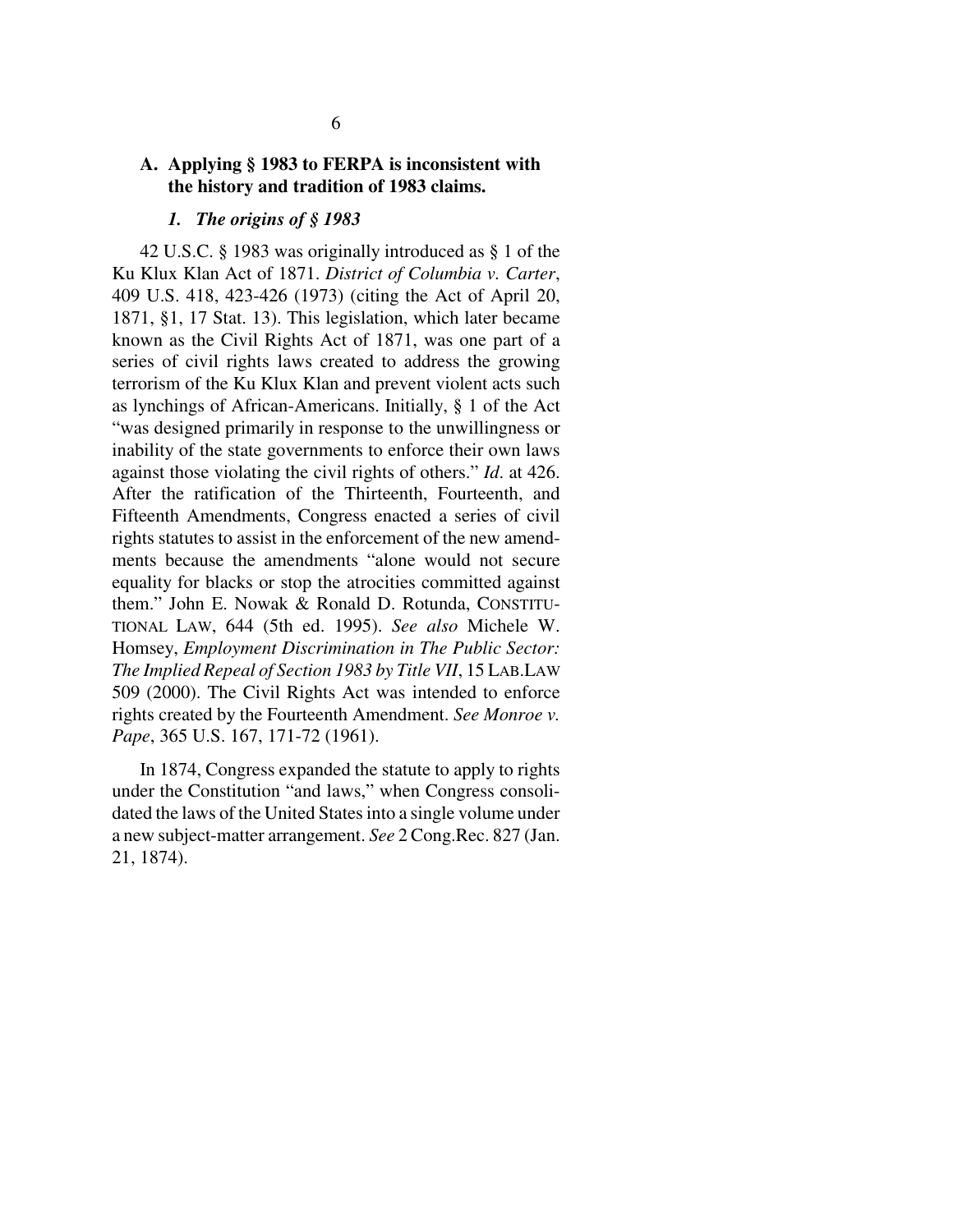### A. Applying § 1983 to FERPA is inconsistent with the history and tradition of 1983 claims.

#### *1. The origins of § 1983*

42 U.S.C. § 1983 was originally introduced as § 1 of the Ku Klux Klan Act of 1871. *District of Columbia v. Carter*, 409 U.S. 418, 423-426 (1973) (citing the Act of April 20, 1871, §1, 17 Stat. 13). This legislation, which later became known as the Civil Rights Act of 1871, was one part of a series of civil rights laws created to address the growing terrorism of the Ku Klux Klan and prevent violent acts such as lynchings of African-Americans. Initially, § 1 of the Act "was designed primarily in response to the unwillingness or inability of the state governments to enforce their own laws against those violating the civil rights of others." *Id*. at 426. After the ratification of the Thirteenth, Fourteenth, and Fifteenth Amendments, Congress enacted a series of civil rights statutes to assist in the enforcement of the new amendments because the amendments "alone would not secure equality for blacks or stop the atrocities committed against them." John E. Nowak & Ronald D. Rotunda, CONSTITUTIONAL LAW, 644 (5th ed. 1995). *See also* Michele W. Homsey, *Employment Discrimination in The Public Sector: The Implied Repeal of Section 1983 by Title VII*, 15 LAB.LAW 509 (2000). The Civil Rights Act was intended to enforce rights created by the Fourteenth Amendment. *See Monroe v. Pape*, 365 U.S. 167, 171-72 (1961).

In 1874, Congress expanded the statute to apply to rights under the Constitution "and laws," when Congress consolidated the laws of the United States into a single volume under a new subject-matter arrangement. *See* 2 Cong.Rec. 827 (Jan. 21, 1874).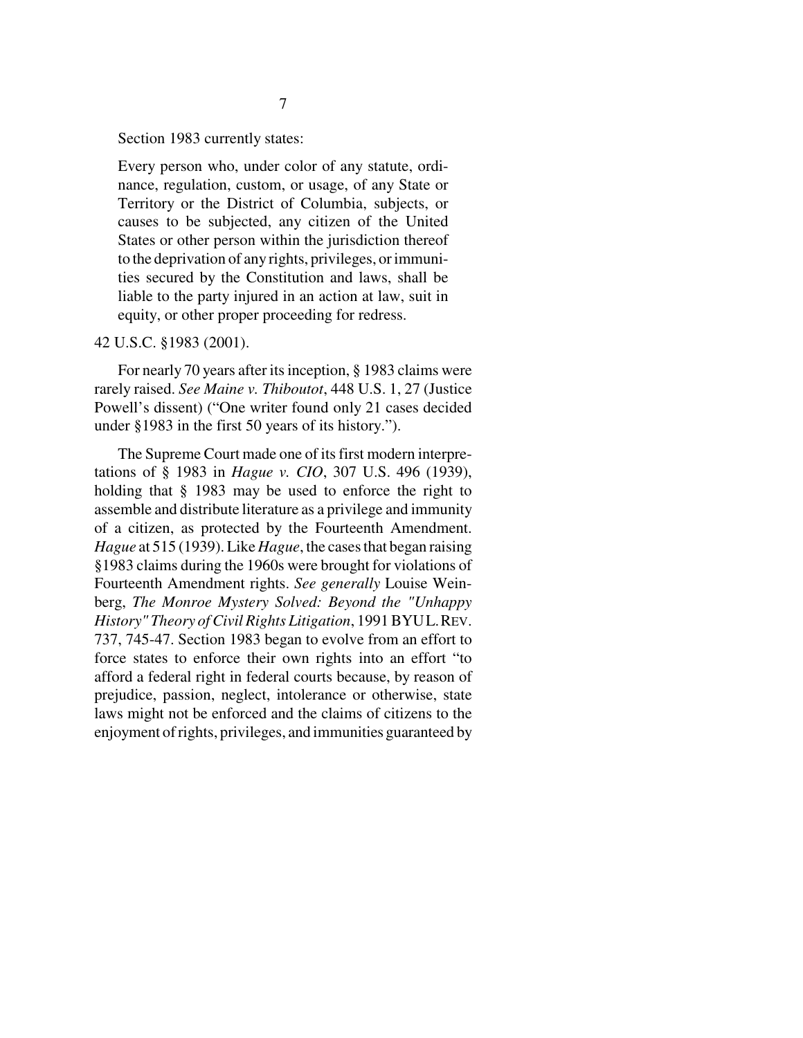Section 1983 currently states:

> Every person who, under color of any statute, ordinance, regulation, custom, or usage, of any State or Territory or the District of Columbia, subjects, or causes to be subjected, any citizen of the United States or other person within the jurisdiction thereof to the deprivation of any rights, privileges, or immunities secured by the Constitution and laws, shall be liable to the party injured in an action at law, suit in equity, or other proper proceeding for redress.

42 U.S.C. §1983 (2001).

For nearly 70 years after its inception, § 1983 claims were rarely raised. *See Maine v. Thiboutot*, 448 U.S. 1, 27 (Justice Powell's dissent) ("One writer found only 21 cases decided under §1983 in the first 50 years of its history.").

The Supreme Court made one of its first modern interpretations of § 1983 in *Hague v. CIO*, 307 U.S. 496 (1939), holding that § 1983 may be used to enforce the right to assemble and distribute literature as a privilege and immunity of a citizen, as protected by the Fourteenth Amendment. *Hague* at 515 (1939). Like *Hague*, the cases that began raising §1983 claims during the 1960s were brought for violations of Fourteenth Amendment rights. *See generally* Louise Weinberg, *The Monroe Mystery Solved: Beyond the "Unhappy History" Theory of Civil Rights Litigation*, 1991 BYU L. REV. 737, 745-47. Section 1983 began to evolve from an effort to force states to enforce their own rights into an effort "to afford a federal right in federal courts because, by reason of prejudice, passion, neglect, intolerance or otherwise, state laws might not be enforced and the claims of citizens to the enjoyment of rights, privileges, and immunities guaranteed by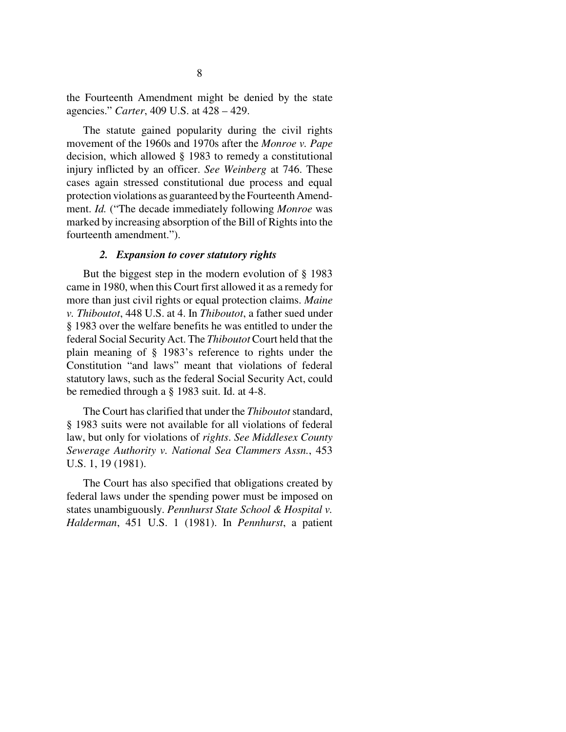the Fourteenth Amendment might be denied by the state agencies." *Carter*, 409 U.S. at 428 – 429.

The statute gained popularity during the civil rights movement of the 1960s and 1970s after the *Monroe v. Pape* decision, which allowed § 1983 to remedy a constitutional injury inflicted by an officer. *See Weinberg* at 746. These cases again stressed constitutional due process and equal protection violations as guaranteed by the Fourteenth Amendment. *Id.* ("The decade immediately following *Monroe* was marked by increasing absorption of the Bill of Rights into the fourteenth amendment.").

#### *2. Expansion to cover statutory rights*

But the biggest step in the modern evolution of § 1983 came in 1980, when this Court first allowed it as a remedy for more than just civil rights or equal protection claims. *Maine v. Thiboutot*, 448 U.S. at 4. In *Thiboutot*, a father sued under § 1983 over the welfare benefits he was entitled to under the federal Social Security Act. The *Thiboutot* Court held that the plain meaning of § 1983's reference to rights under the Constitution "and laws" meant that violations of federal statutory laws, such as the federal Social Security Act, could be remedied through a § 1983 suit. Id. at 4-8.

The Court has clarified that under the *Thiboutot* standard, § 1983 suits were not available for all violations of federal law, but only for violations of *rights*. *See Middlesex County Sewerage Authority v. National Sea Clammers Assn.*, 453 U.S. 1, 19 (1981).

The Court has also specified that obligations created by federal laws under the spending power must be imposed on states unambiguously. *Pennhurst State School & Hospital v. Halderman*, 451 U.S. 1 (1981). In *Pennhurst*, a patient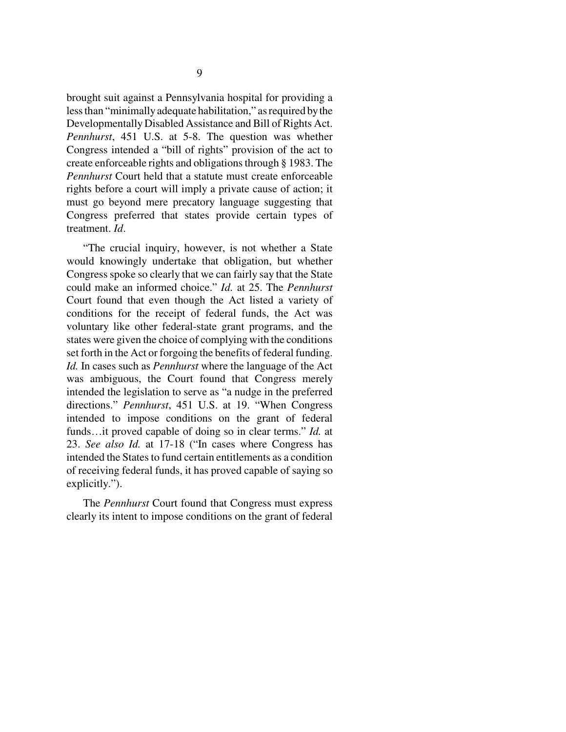brought suit against a Pennsylvania hospital for providing a less than "minimally adequate habilitation," as required by the Developmentally Disabled Assistance and Bill of Rights Act. *Pennhurst*, 451 U.S. at 5-8. The question was whether Congress intended a "bill of rights" provision of the act to create enforceable rights and obligations through § 1983. The *Pennhurst* Court held that a statute must create enforceable rights before a court will imply a private cause of action; it must go beyond mere precatory language suggesting that Congress preferred that states provide certain types of treatment. *Id*.

"The crucial inquiry, however, is not whether a State would knowingly undertake that obligation, but whether Congress spoke so clearly that we can fairly say that the State could make an informed choice." *Id.* at 25. The *Pennhurst* Court found that even though the Act listed a variety of conditions for the receipt of federal funds, the Act was voluntary like other federal-state grant programs, and the states were given the choice of complying with the conditions set forth in the Act or forgoing the benefits of federal funding. *Id.* In cases such as *Pennhurst* where the language of the Act was ambiguous, the Court found that Congress merely intended the legislation to serve as "a nudge in the preferred directions." *Pennhurst*, 451 U.S. at 19. "When Congress intended to impose conditions on the grant of federal funds…it proved capable of doing so in clear terms." *Id.* at 23. *See also Id.* at 17-18 ("In cases where Congress has intended the States to fund certain entitlements as a condition of receiving federal funds, it has proved capable of saying so explicitly.").

The *Pennhurst* Court found that Congress must express clearly its intent to impose conditions on the grant of federal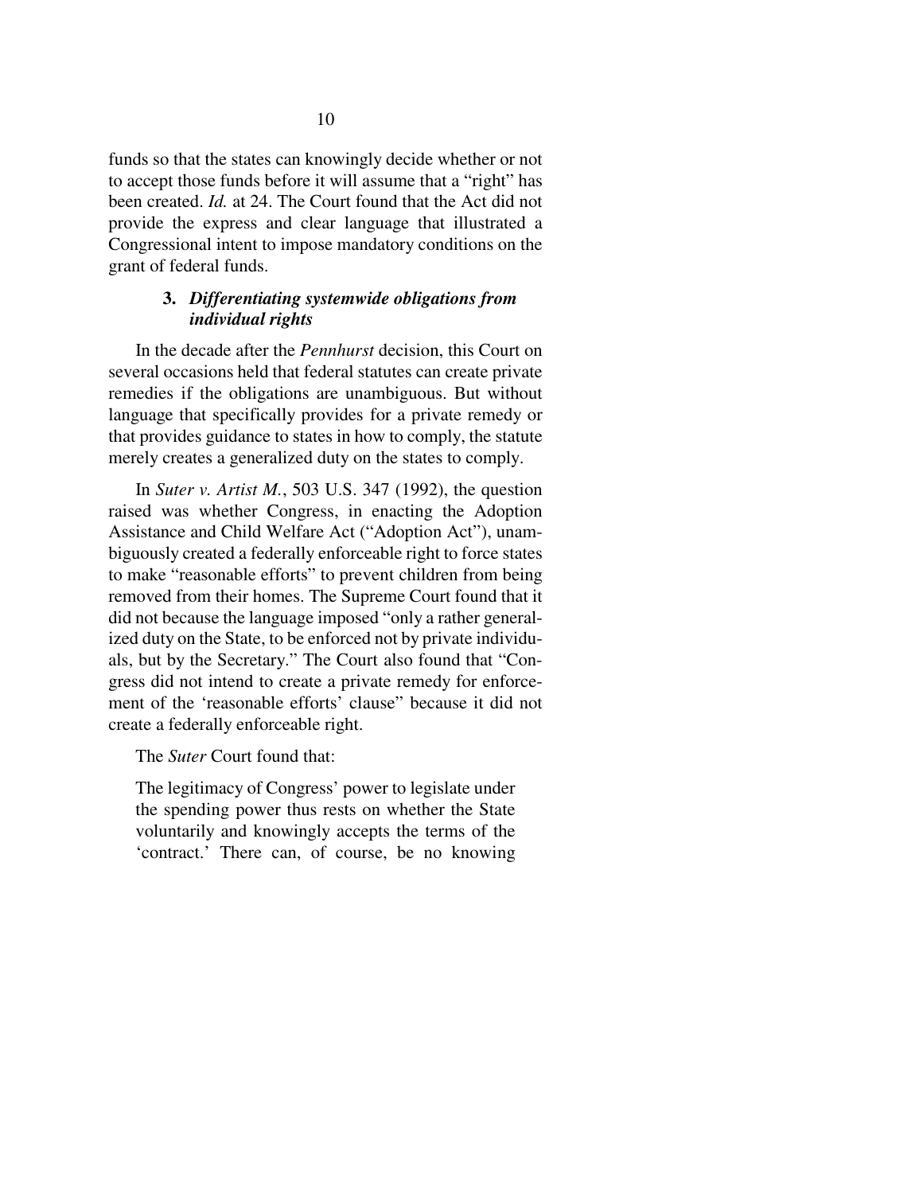funds so that the states can knowingly decide whether or not to accept those funds before it will assume that a "right" has been created. *Id.* at 24. The Court found that the Act did not provide the express and clear language that illustrated a Congressional intent to impose mandatory conditions on the grant of federal funds.

### 3. *Differentiating systemwide obligations from individual rights*

In the decade after the *Pennhurst* decision, this Court on several occasions held that federal statutes can create private remedies if the obligations are unambiguous. But without language that specifically provides for a private remedy or that provides guidance to states in how to comply, the statute merely creates a generalized duty on the states to comply.

In *Suter v. Artist M.*, 503 U.S. 347 (1992), the question raised was whether Congress, in enacting the Adoption Assistance and Child Welfare Act ("Adoption Act"), unambiguously created a federally enforceable right to force states to make "reasonable efforts" to prevent children from being removed from their homes. The Supreme Court found that it did not because the language imposed "only a rather generalized duty on the State, to be enforced not by private individuals, but by the Secretary." The Court also found that "Congress did not intend to create a private remedy for enforcement of the 'reasonable efforts' clause" because it did not create a federally enforceable right.

The *Suter* Court found that:

> The legitimacy of Congress' power to legislate under the spending power thus rests on whether the State voluntarily and knowingly accepts the terms of the 'contract.' There can, of course, be no knowing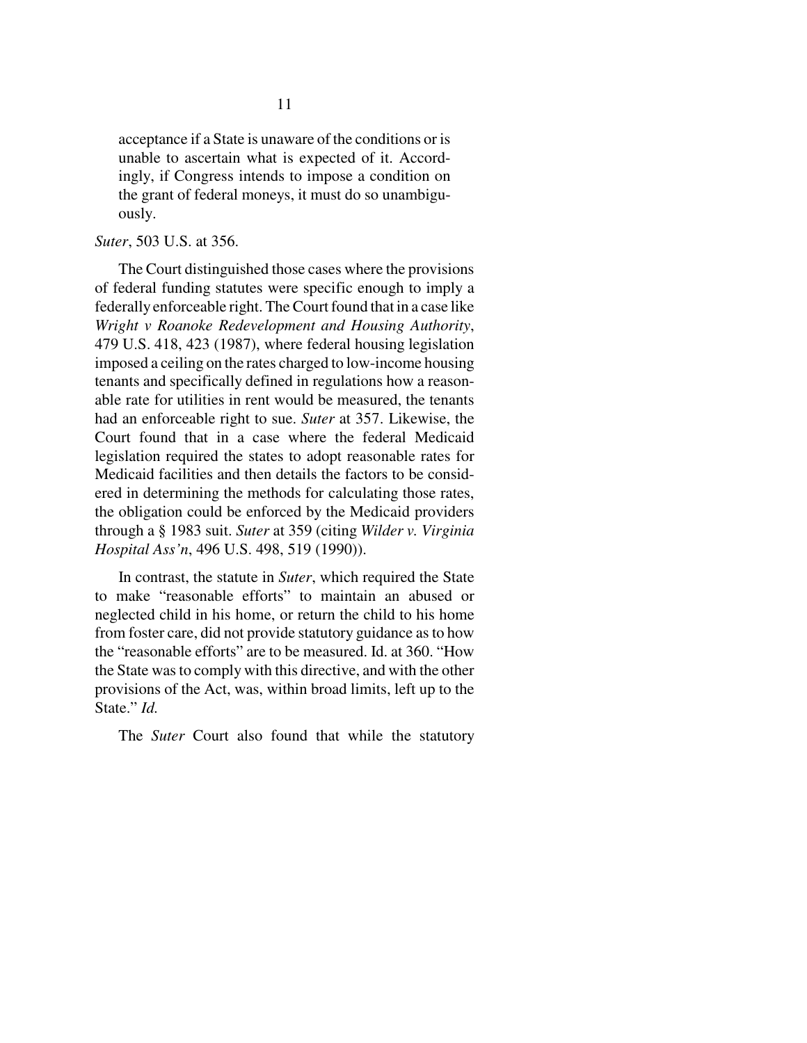> acceptance if a State is unaware of the conditions or is unable to ascertain what is expected of it. Accordingly, if Congress intends to impose a condition on the grant of federal moneys, it must do so unambiguously.

*Suter*, 503 U.S. at 356.

The Court distinguished those cases where the provisions of federal funding statutes were specific enough to imply a federally enforceable right. The Court found that in a case like *Wright v Roanoke Redevelopment and Housing Authority*, 479 U.S. 418, 423 (1987), where federal housing legislation imposed a ceiling on the rates charged to low-income housing tenants and specifically defined in regulations how a reasonable rate for utilities in rent would be measured, the tenants had an enforceable right to sue. *Suter* at 357. Likewise, the Court found that in a case where the federal Medicaid legislation required the states to adopt reasonable rates for Medicaid facilities and then details the factors to be considered in determining the methods for calculating those rates, the obligation could be enforced by the Medicaid providers through a § 1983 suit. *Suter* at 359 (citing *Wilder v. Virginia Hospital Ass'n*, 496 U.S. 498, 519 (1990)).

In contrast, the statute in *Suter*, which required the State to make "reasonable efforts" to maintain an abused or neglected child in his home, or return the child to his home from foster care, did not provide statutory guidance as to how the "reasonable efforts" are to be measured. Id. at 360. "How the State was to comply with this directive, and with the other provisions of the Act, was, within broad limits, left up to the State." *Id.*

The *Suter* Court also found that while the statutory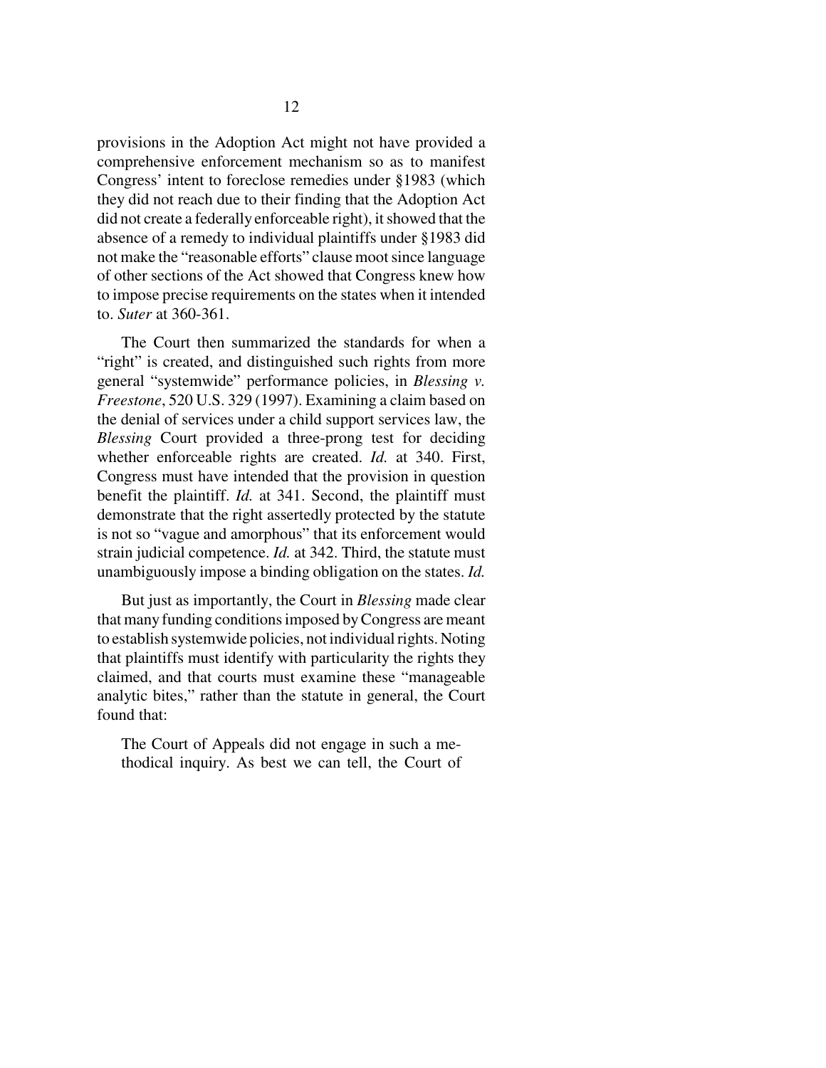provisions in the Adoption Act might not have provided a comprehensive enforcement mechanism so as to manifest Congress' intent to foreclose remedies under §1983 (which they did not reach due to their finding that the Adoption Act did not create a federally enforceable right), it showed that the absence of a remedy to individual plaintiffs under §1983 did not make the "reasonable efforts" clause moot since language of other sections of the Act showed that Congress knew how to impose precise requirements on the states when it intended to. *Suter* at 360-361.

The Court then summarized the standards for when a "right" is created, and distinguished such rights from more general "systemwide" performance policies, in *Blessing v. Freestone*, 520 U.S. 329 (1997). Examining a claim based on the denial of services under a child support services law, the *Blessing* Court provided a three-prong test for deciding whether enforceable rights are created. *Id.* at 340. First, Congress must have intended that the provision in question benefit the plaintiff. *Id.* at 341. Second, the plaintiff must demonstrate that the right assertedly protected by the statute is not so "vague and amorphous" that its enforcement would strain judicial competence. *Id.* at 342. Third, the statute must unambiguously impose a binding obligation on the states. *Id.*

But just as importantly, the Court in *Blessing* made clear that many funding conditions imposed by Congress are meant to establish systemwide policies, not individual rights. Noting that plaintiffs must identify with particularity the rights they claimed, and that courts must examine these "manageable analytic bites," rather than the statute in general, the Court found that:

> The Court of Appeals did not engage in such a methodical inquiry. As best we can tell, the Court of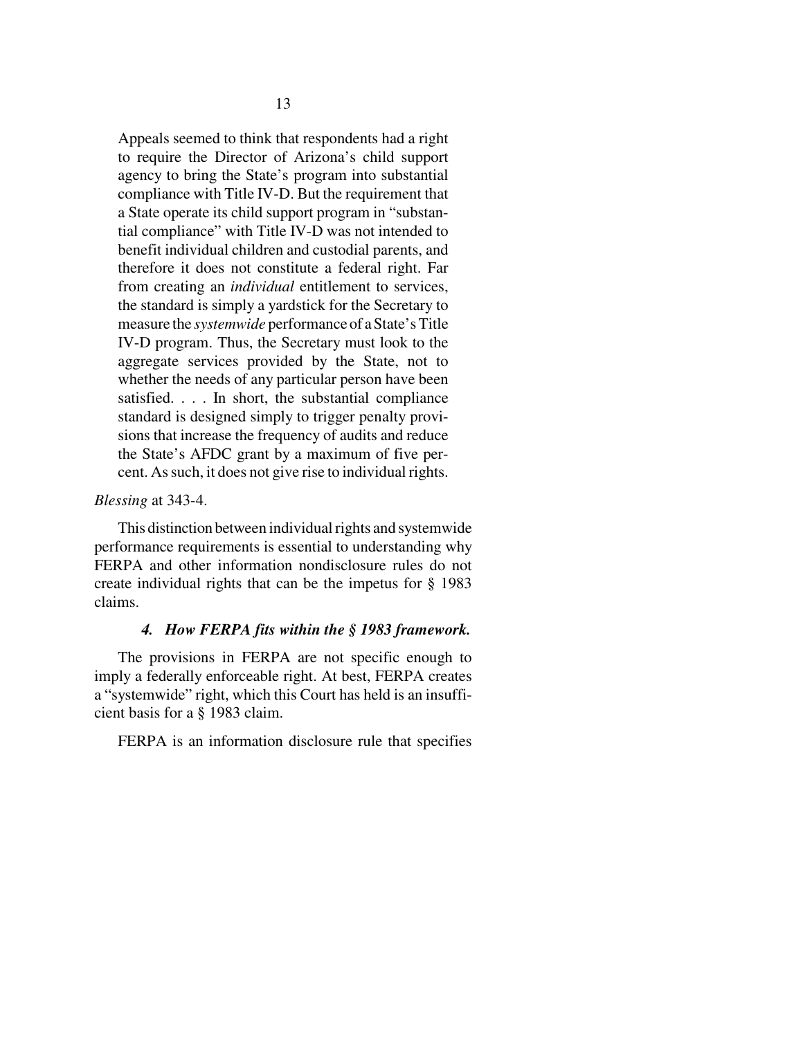> Appeals seemed to think that respondents had a right to require the Director of Arizona's child support agency to bring the State's program into substantial compliance with Title IV-D. But the requirement that a State operate its child support program in "substantial compliance" with Title IV-D was not intended to benefit individual children and custodial parents, and therefore it does not constitute a federal right. Far from creating an *individual* entitlement to services, the standard is simply a yardstick for the Secretary to measure the *systemwide* performance of a State's Title IV-D program. Thus, the Secretary must look to the aggregate services provided by the State, not to whether the needs of any particular person have been satisfied. . . . In short, the substantial compliance standard is designed simply to trigger penalty provisions that increase the frequency of audits and reduce the State's AFDC grant by a maximum of five percent. As such, it does not give rise to individual rights.

*Blessing* at 343-4.

This distinction between individual rights and systemwide performance requirements is essential to understanding why FERPA and other information nondisclosure rules do not create individual rights that can be the impetus for § 1983 claims.

#### *4. How FERPA fits within the § 1983 framework.*

The provisions in FERPA are not specific enough to imply a federally enforceable right. At best, FERPA creates a "systemwide" right, which this Court has held is an insufficient basis for a § 1983 claim.

FERPA is an information disclosure rule that specifies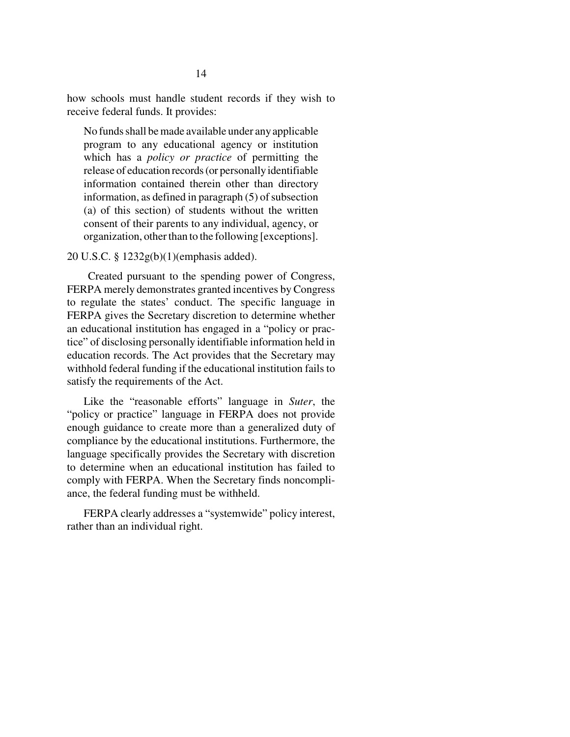how schools must handle student records if they wish to receive federal funds. It provides:

> No funds shall be made available under any applicable program to any educational agency or institution which has a *policy or practice* of permitting the release of education records (or personally identifiable information contained therein other than directory information, as defined in paragraph (5) of subsection (a) of this section) of students without the written consent of their parents to any individual, agency, or organization, other than to the following [exceptions].

20 U.S.C. § 1232g(b)(1)(emphasis added).

Created pursuant to the spending power of Congress, FERPA merely demonstrates granted incentives by Congress to regulate the states' conduct. The specific language in FERPA gives the Secretary discretion to determine whether an educational institution has engaged in a "policy or practice" of disclosing personally identifiable information held in education records. The Act provides that the Secretary may withhold federal funding if the educational institution fails to satisfy the requirements of the Act.

Like the "reasonable efforts" language in *Suter*, the "policy or practice" language in FERPA does not provide enough guidance to create more than a generalized duty of compliance by the educational institutions. Furthermore, the language specifically provides the Secretary with discretion to determine when an educational institution has failed to comply with FERPA. When the Secretary finds noncompliance, the federal funding must be withheld.

FERPA clearly addresses a "systemwide" policy interest, rather than an individual right.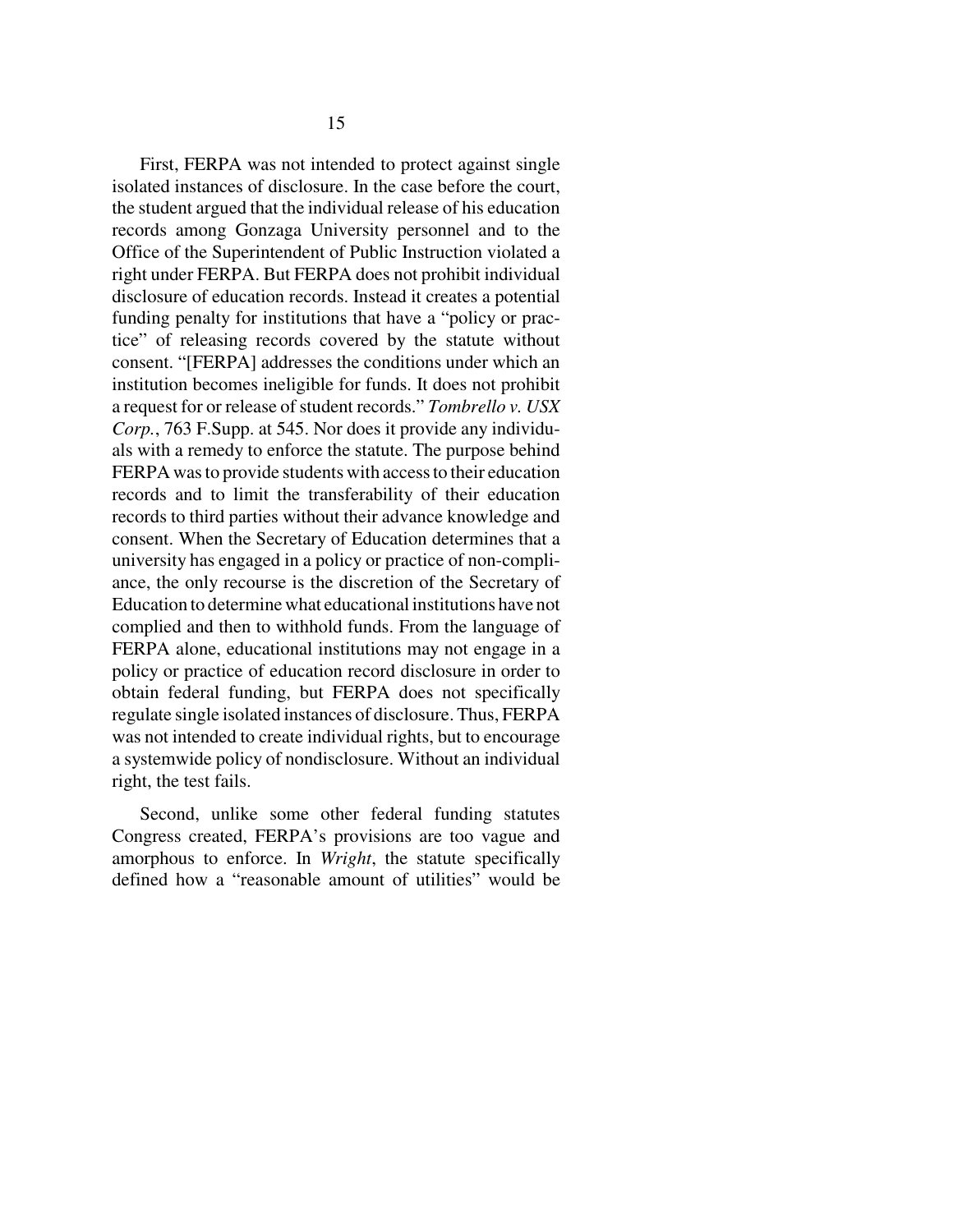First, FERPA was not intended to protect against single isolated instances of disclosure. In the case before the court, the student argued that the individual release of his education records among Gonzaga University personnel and to the Office of the Superintendent of Public Instruction violated a right under FERPA. But FERPA does not prohibit individual disclosure of education records. Instead it creates a potential funding penalty for institutions that have a "policy or practice" of releasing records covered by the statute without consent. "[FERPA] addresses the conditions under which an institution becomes ineligible for funds. It does not prohibit a request for or release of student records." *Tombrello v. USX Corp.*, 763 F.Supp. at 545. Nor does it provide any individuals with a remedy to enforce the statute. The purpose behind FERPA was to provide students with access to their education records and to limit the transferability of their education records to third parties without their advance knowledge and consent. When the Secretary of Education determines that a university has engaged in a policy or practice of non-compliance, the only recourse is the discretion of the Secretary of Education to determine what educational institutions have not complied and then to withhold funds. From the language of FERPA alone, educational institutions may not engage in a policy or practice of education record disclosure in order to obtain federal funding, but FERPA does not specifically regulate single isolated instances of disclosure. Thus, FERPA was not intended to create individual rights, but to encourage a systemwide policy of nondisclosure. Without an individual right, the test fails.

Second, unlike some other federal funding statutes Congress created, FERPA's provisions are too vague and amorphous to enforce. In *Wright*, the statute specifically defined how a "reasonable amount of utilities" would be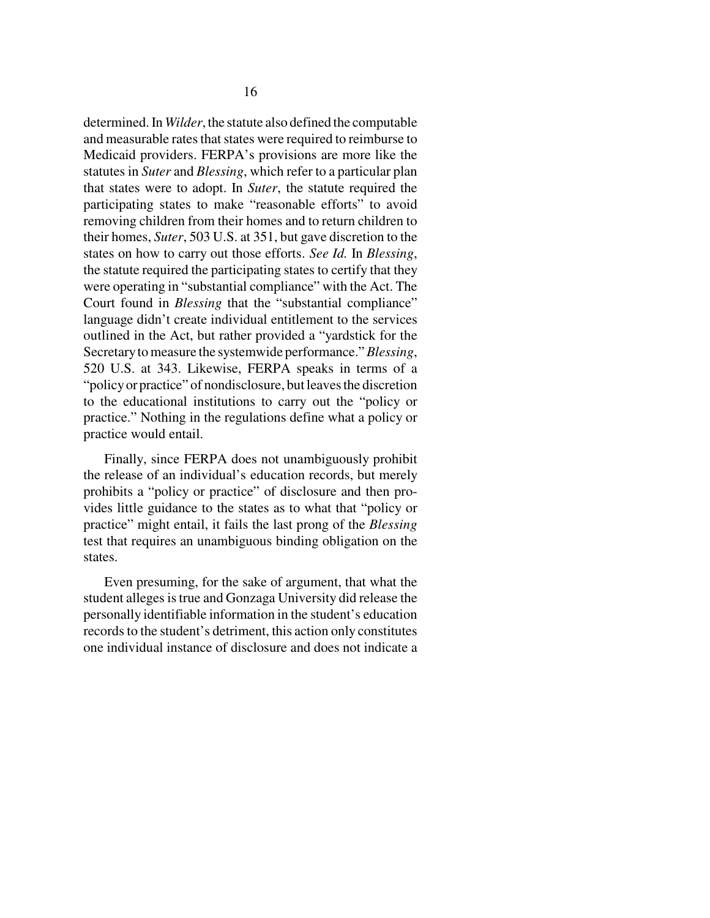determined. In *Wilder*, the statute also defined the computable and measurable rates that states were required to reimburse to Medicaid providers. FERPA's provisions are more like the statutes in *Suter* and *Blessing*, which refer to a particular plan that states were to adopt. In *Suter*, the statute required the participating states to make "reasonable efforts" to avoid removing children from their homes and to return children to their homes, *Suter*, 503 U.S. at 351, but gave discretion to the states on how to carry out those efforts. *See Id.* In *Blessing*, the statute required the participating states to certify that they were operating in "substantial compliance" with the Act. The Court found in *Blessing* that the "substantial compliance" language didn't create individual entitlement to the services outlined in the Act, but rather provided a "yardstick for the Secretary to measure the systemwide performance." *Blessing*, 520 U.S. at 343. Likewise, FERPA speaks in terms of a "policy or practice" of nondisclosure, but leaves the discretion to the educational institutions to carry out the "policy or practice." Nothing in the regulations define what a policy or practice would entail.

Finally, since FERPA does not unambiguously prohibit the release of an individual's education records, but merely prohibits a "policy or practice" of disclosure and then provides little guidance to the states as to what that "policy or practice" might entail, it fails the last prong of the *Blessing* test that requires an unambiguous binding obligation on the states.

Even presuming, for the sake of argument, that what the student alleges is true and Gonzaga University did release the personally identifiable information in the student's education records to the student's detriment, this action only constitutes one individual instance of disclosure and does not indicate a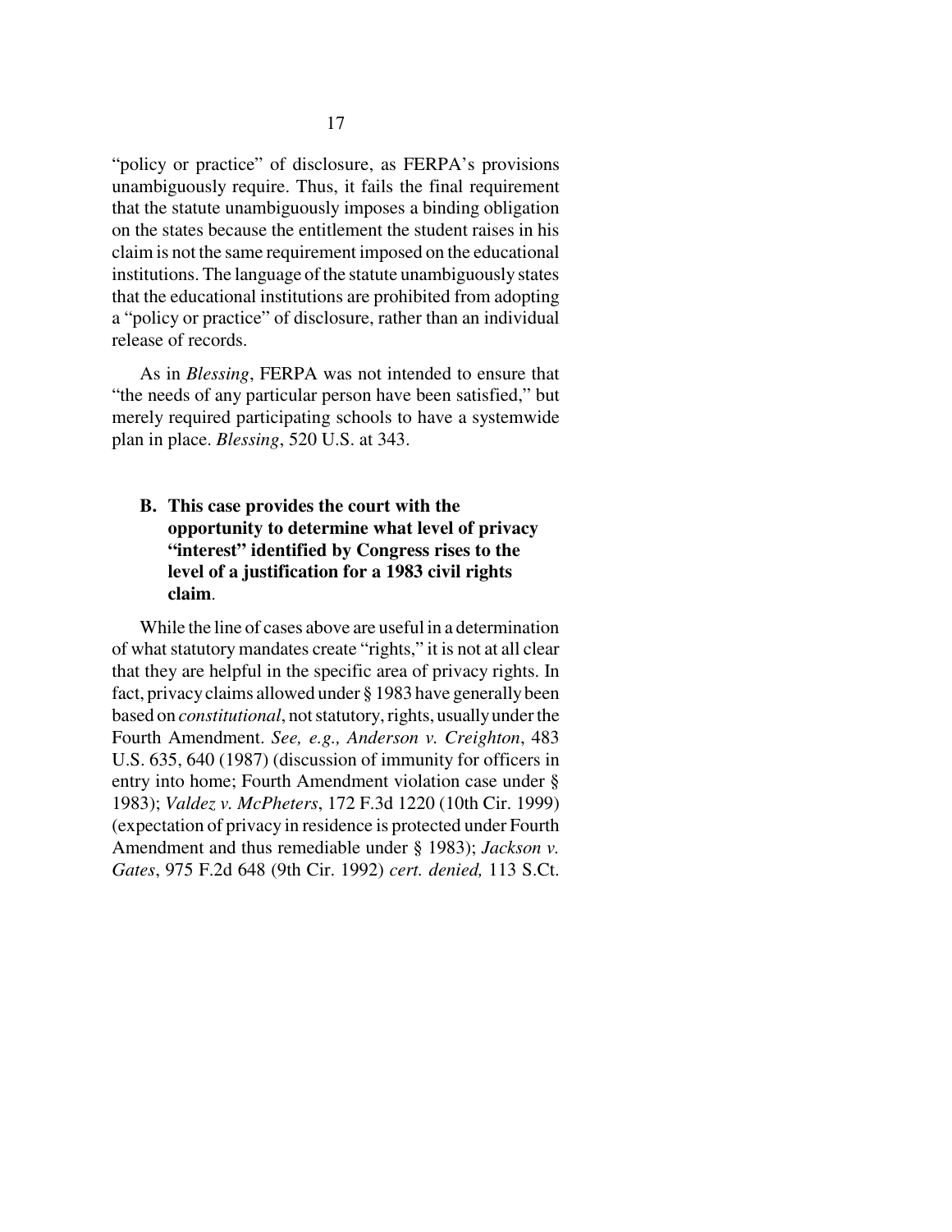"policy or practice" of disclosure, as FERPA's provisions unambiguously require. Thus, it fails the final requirement that the statute unambiguously imposes a binding obligation on the states because the entitlement the student raises in his claim is not the same requirement imposed on the educational institutions. The language of the statute unambiguously states that the educational institutions are prohibited from adopting a "policy or practice" of disclosure, rather than an individual release of records.

As in *Blessing*, FERPA was not intended to ensure that "the needs of any particular person have been satisfied," but merely required participating schools to have a systemwide plan in place. *Blessing*, 520 U.S. at 343.

### B. This case provides the court with the opportunity to determine what level of privacy "interest" identified by Congress rises to the level of a justification for a 1983 civil rights claim.

While the line of cases above are useful in a determination of what statutory mandates create "rights," it is not at all clear that they are helpful in the specific area of privacy rights. In fact, privacy claims allowed under § 1983 have generally been based on *constitutional*, not statutory, rights, usually under the Fourth Amendment. *See, e.g., Anderson v. Creighton*, 483 U.S. 635, 640 (1987) (discussion of immunity for officers in entry into home; Fourth Amendment violation case under § 1983); *Valdez v. McPheters*, 172 F.3d 1220 (10th Cir. 1999) (expectation of privacy in residence is protected under Fourth Amendment and thus remediable under § 1983); *Jackson v. Gates*, 975 F.2d 648 (9th Cir. 1992) *cert. denied,* 113 S.Ct.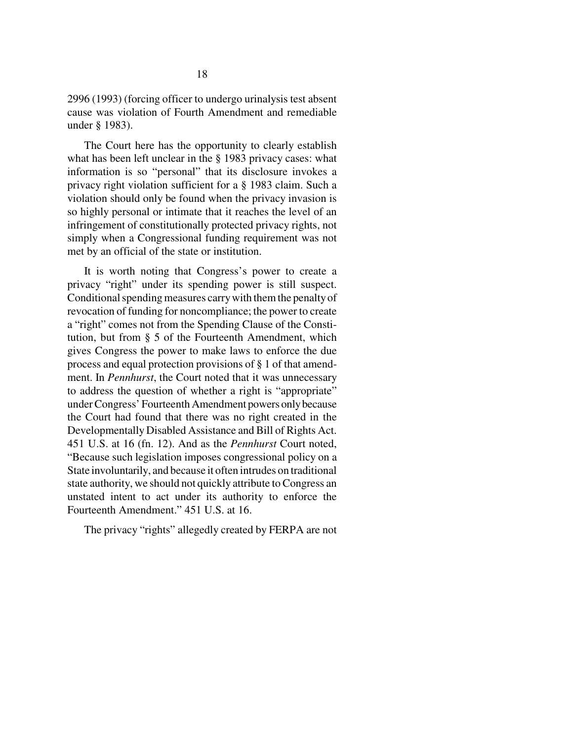2996 (1993) (forcing officer to undergo urinalysis test absent cause was violation of Fourth Amendment and remediable under § 1983).

The Court here has the opportunity to clearly establish what has been left unclear in the § 1983 privacy cases: what information is so "personal" that its disclosure invokes a privacy right violation sufficient for a § 1983 claim. Such a violation should only be found when the privacy invasion is so highly personal or intimate that it reaches the level of an infringement of constitutionally protected privacy rights, not simply when a Congressional funding requirement was not met by an official of the state or institution.

It is worth noting that Congress's power to create a privacy "right" under its spending power is still suspect. Conditional spending measures carry with them the penalty of revocation of funding for noncompliance; the power to create a "right" comes not from the Spending Clause of the Constitution, but from § 5 of the Fourteenth Amendment, which gives Congress the power to make laws to enforce the due process and equal protection provisions of § 1 of that amendment. In *Pennhurst*, the Court noted that it was unnecessary to address the question of whether a right is "appropriate" under Congress' Fourteenth Amendment powers only because the Court had found that there was no right created in the Developmentally Disabled Assistance and Bill of Rights Act. 451 U.S. at 16 (fn. 12). And as the *Pennhurst* Court noted, "Because such legislation imposes congressional policy on a State involuntarily, and because it often intrudes on traditional state authority, we should not quickly attribute to Congress an unstated intent to act under its authority to enforce the Fourteenth Amendment." 451 U.S. at 16.

The privacy "rights" allegedly created by FERPA are not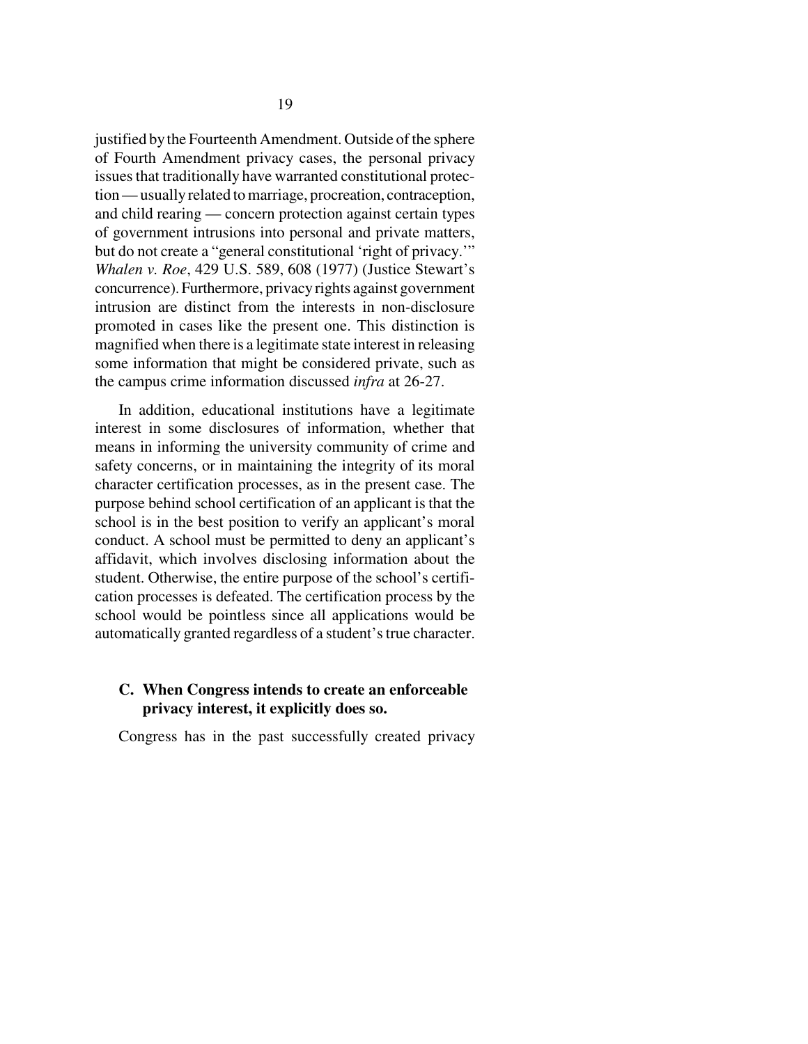justified by the Fourteenth Amendment. Outside of the sphere of Fourth Amendment privacy cases, the personal privacy issues that traditionally have warranted constitutional protection — usually related to marriage, procreation, contraception, and child rearing — concern protection against certain types of government intrusions into personal and private matters, but do not create a "general constitutional 'right of privacy.'" *Whalen v. Roe*, 429 U.S. 589, 608 (1977) (Justice Stewart's concurrence). Furthermore, privacy rights against government intrusion are distinct from the interests in non-disclosure promoted in cases like the present one. This distinction is magnified when there is a legitimate state interest in releasing some information that might be considered private, such as the campus crime information discussed *infra* at 26-27.

In addition, educational institutions have a legitimate interest in some disclosures of information, whether that means in informing the university community of crime and safety concerns, or in maintaining the integrity of its moral character certification processes, as in the present case. The purpose behind school certification of an applicant is that the school is in the best position to verify an applicant's moral conduct. A school must be permitted to deny an applicant's affidavit, which involves disclosing information about the student. Otherwise, the entire purpose of the school's certification processes is defeated. The certification process by the school would be pointless since all applications would be automatically granted regardless of a student's true character.

### C. When Congress intends to create an enforceable privacy interest, it explicitly does so.

Congress has in the past successfully created privacy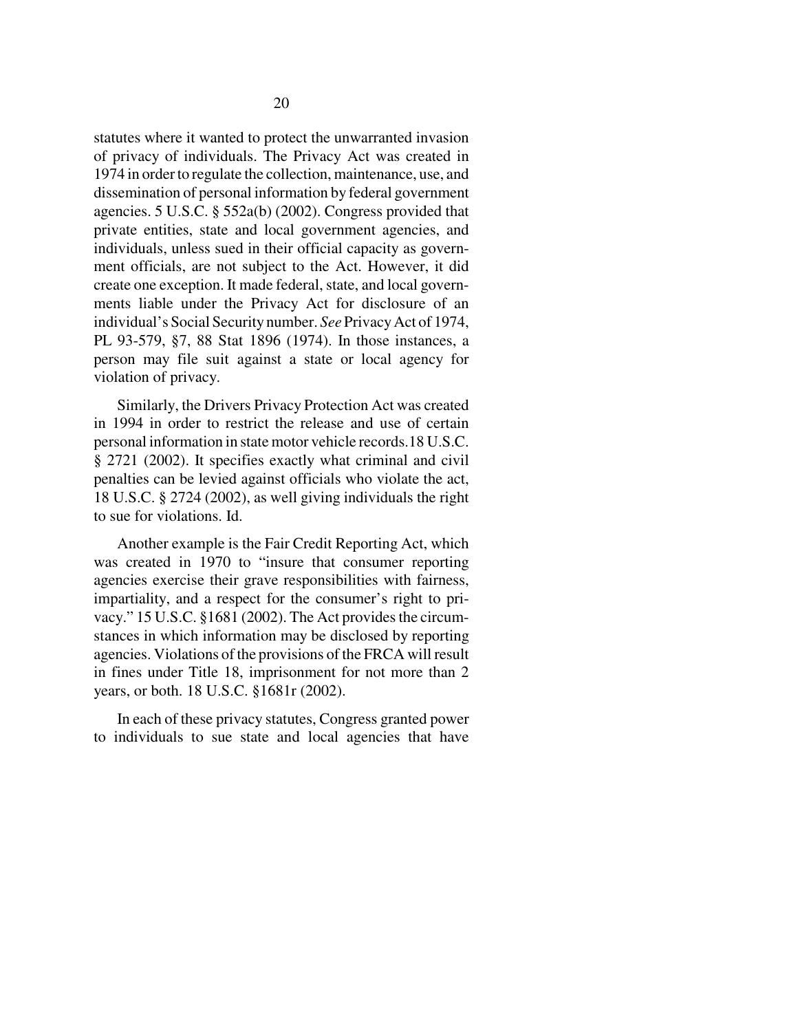statutes where it wanted to protect the unwarranted invasion of privacy of individuals. The Privacy Act was created in 1974 in order to regulate the collection, maintenance, use, and dissemination of personal information by federal government agencies. 5 U.S.C. § 552a(b) (2002). Congress provided that private entities, state and local government agencies, and individuals, unless sued in their official capacity as government officials, are not subject to the Act. However, it did create one exception. It made federal, state, and local governments liable under the Privacy Act for disclosure of an individual's Social Security number. *See* Privacy Act of 1974, PL 93-579, §7, 88 Stat 1896 (1974). In those instances, a person may file suit against a state or local agency for violation of privacy.

Similarly, the Drivers Privacy Protection Act was created in 1994 in order to restrict the release and use of certain personal information in state motor vehicle records.18 U.S.C. § 2721 (2002). It specifies exactly what criminal and civil penalties can be levied against officials who violate the act, 18 U.S.C. § 2724 (2002), as well giving individuals the right to sue for violations. Id.

Another example is the Fair Credit Reporting Act, which was created in 1970 to "insure that consumer reporting agencies exercise their grave responsibilities with fairness, impartiality, and a respect for the consumer's right to privacy." 15 U.S.C. §1681 (2002). The Act provides the circumstances in which information may be disclosed by reporting agencies. Violations of the provisions of the FRCA will result in fines under Title 18, imprisonment for not more than 2 years, or both. 18 U.S.C. §1681r (2002).

In each of these privacy statutes, Congress granted power to individuals to sue state and local agencies that have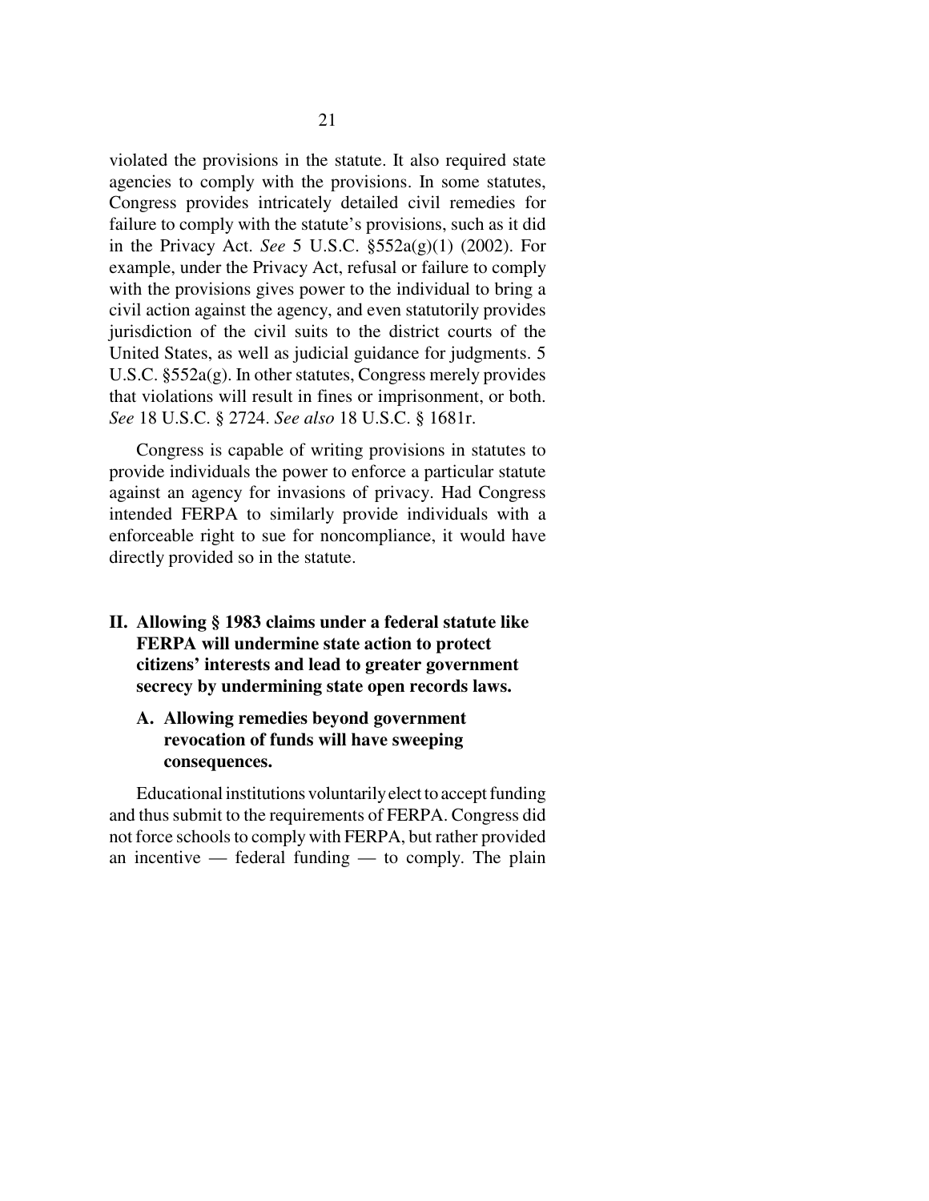violated the provisions in the statute. It also required state agencies to comply with the provisions. In some statutes, Congress provides intricately detailed civil remedies for failure to comply with the statute's provisions, such as it did in the Privacy Act. *See* 5 U.S.C. §552a(g)(1) (2002). For example, under the Privacy Act, refusal or failure to comply with the provisions gives power to the individual to bring a civil action against the agency, and even statutorily provides jurisdiction of the civil suits to the district courts of the United States, as well as judicial guidance for judgments. 5 U.S.C. §552a(g). In other statutes, Congress merely provides that violations will result in fines or imprisonment, or both. *See* 18 U.S.C. § 2724. *See also* 18 U.S.C. § 1681r.

Congress is capable of writing provisions in statutes to provide individuals the power to enforce a particular statute against an agency for invasions of privacy. Had Congress intended FERPA to similarly provide individuals with a enforceable right to sue for noncompliance, it would have directly provided so in the statute.

## II. Allowing § 1983 claims under a federal statute like FERPA will undermine state action to protect citizens' interests and lead to greater government secrecy by undermining state open records laws.

### A. Allowing remedies beyond government revocation of funds will have sweeping consequences.

Educational institutions voluntarily elect to accept funding and thus submit to the requirements of FERPA. Congress did not force schools to comply with FERPA, but rather provided an incentive — federal funding — to comply. The plain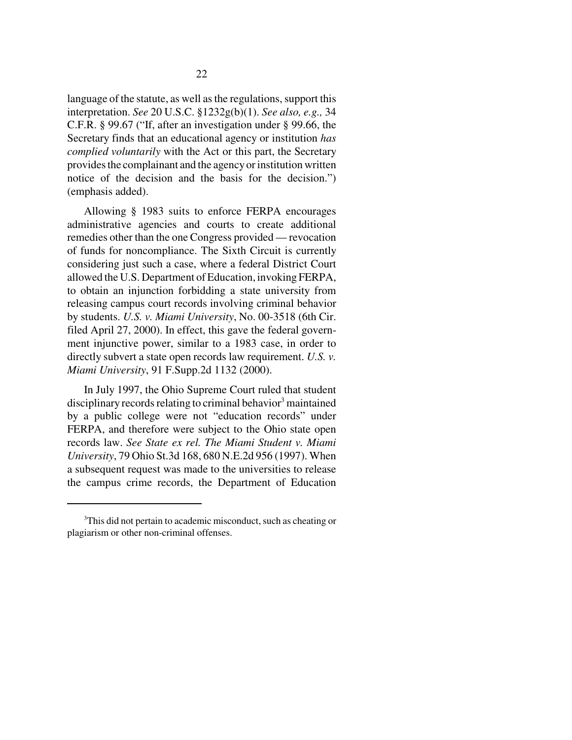language of the statute, as well as the regulations, support this interpretation. *See* 20 U.S.C. §1232g(b)(1). *See also, e.g.,* 34 C.F.R. § 99.67 ("If, after an investigation under § 99.66, the Secretary finds that an educational agency or institution *has complied voluntarily* with the Act or this part, the Secretary provides the complainant and the agency or institution written notice of the decision and the basis for the decision.") (emphasis added).

Allowing § 1983 suits to enforce FERPA encourages administrative agencies and courts to create additional remedies other than the one Congress provided — revocation of funds for noncompliance. The Sixth Circuit is currently considering just such a case, where a federal District Court allowed the U.S. Department of Education, invoking FERPA, to obtain an injunction forbidding a state university from releasing campus court records involving criminal behavior by students. *U.S. v. Miami University*, No. 00-3518 (6th Cir. filed April 27, 2000). In effect, this gave the federal government injunctive power, similar to a 1983 case, in order to directly subvert a state open records law requirement. *U.S. v. Miami University*, 91 F.Supp.2d 1132 (2000).

In July 1997, the Ohio Supreme Court ruled that student disciplinary records relating to criminal behavior[3] maintained by a public college were not "education records" under FERPA, and therefore were subject to the Ohio state open records law. *See State ex rel. The Miami Student v. Miami University*, 79 Ohio St.3d 168, 680 N.E.2d 956 (1997). When a subsequent request was made to the universities to release the campus crime records, the Department of Education

---

[3]This did not pertain to academic misconduct, such as cheating or plagiarism or other non-criminal offenses.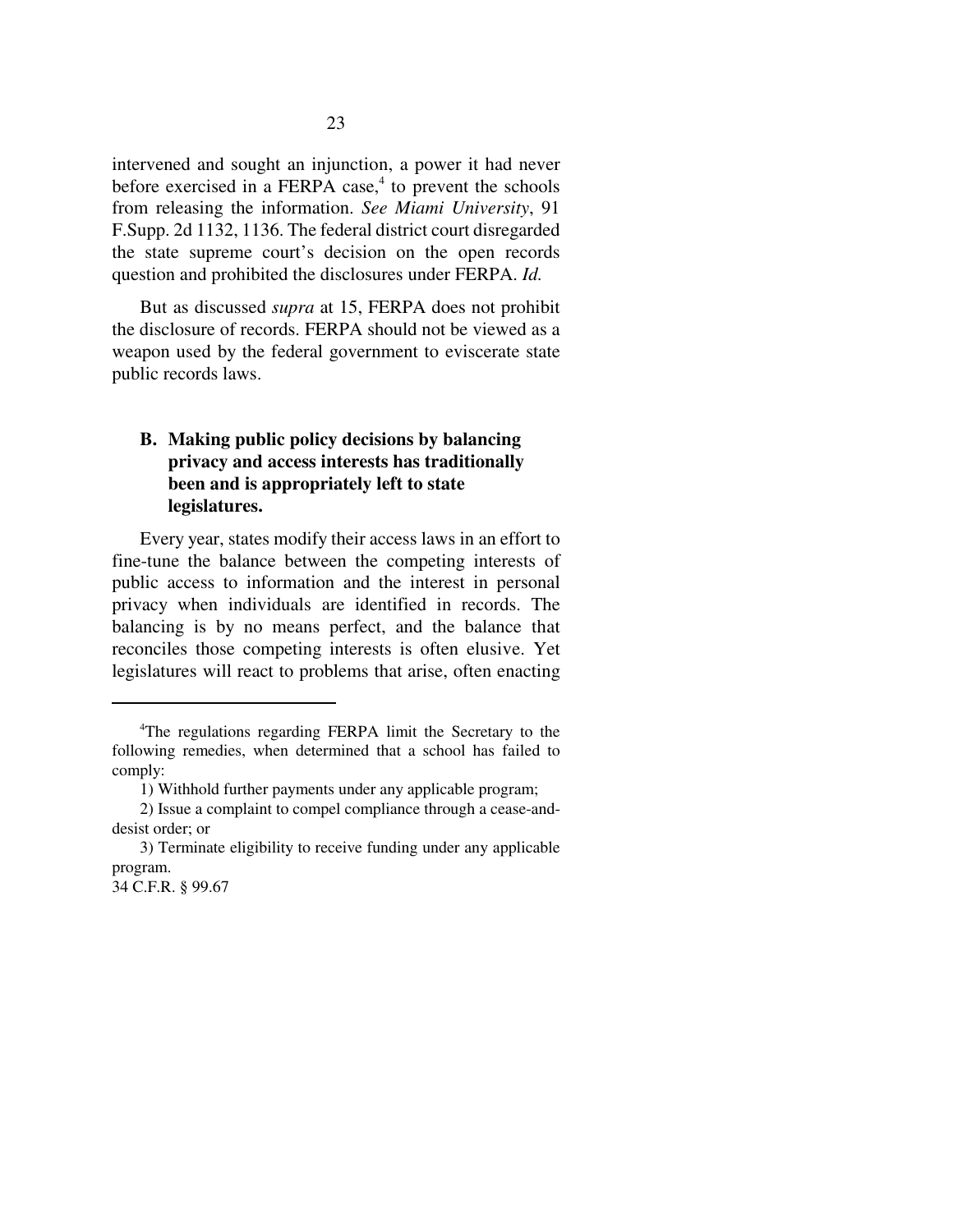intervened and sought an injunction, a power it had never before exercised in a FERPA case,[4] to prevent the schools from releasing the information. *See Miami University*, 91 F.Supp. 2d 1132, 1136. The federal district court disregarded the state supreme court's decision on the open records question and prohibited the disclosures under FERPA. *Id.*

But as discussed *supra* at 15, FERPA does not prohibit the disclosure of records. FERPA should not be viewed as a weapon used by the federal government to eviscerate state public records laws.

### B. Making public policy decisions by balancing privacy and access interests has traditionally been and is appropriately left to state legislatures.

Every year, states modify their access laws in an effort to fine-tune the balance between the competing interests of public access to information and the interest in personal privacy when individuals are identified in records. The balancing is by no means perfect, and the balance that reconciles those competing interests is often elusive. Yet legislatures will react to problems that arise, often enacting

---

[4]The regulations regarding FERPA limit the Secretary to the following remedies, when determined that a school has failed to comply:

1) Withhold further payments under any applicable program;

2) Issue a complaint to compel compliance through a cease-and-desist order; or

3) Terminate eligibility to receive funding under any applicable program.

34 C.F.R. § 99.67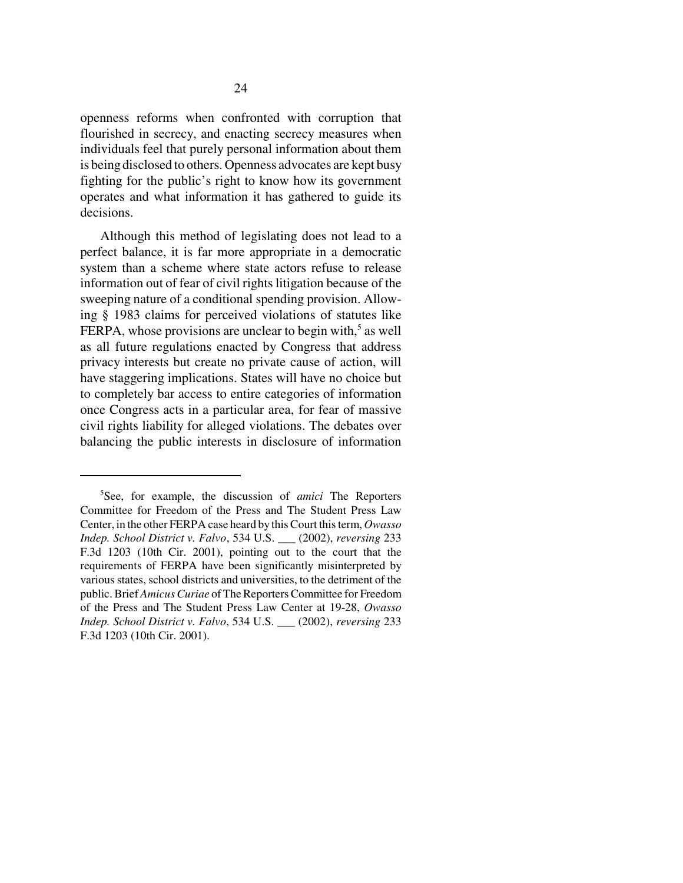openness reforms when confronted with corruption that flourished in secrecy, and enacting secrecy measures when individuals feel that purely personal information about them is being disclosed to others. Openness advocates are kept busy fighting for the public's right to know how its government operates and what information it has gathered to guide its decisions.

Although this method of legislating does not lead to a perfect balance, it is far more appropriate in a democratic system than a scheme where state actors refuse to release information out of fear of civil rights litigation because of the sweeping nature of a conditional spending provision. Allowing § 1983 claims for perceived violations of statutes like FERPA, whose provisions are unclear to begin with,[5] as well as all future regulations enacted by Congress that address privacy interests but create no private cause of action, will have staggering implications. States will have no choice but to completely bar access to entire categories of information once Congress acts in a particular area, for fear of massive civil rights liability for alleged violations. The debates over balancing the public interests in disclosure of information

---

[5]See, for example, the discussion of *amici* The Reporters Committee for Freedom of the Press and The Student Press Law Center, in the other FERPA case heard by this Court this term, *Owasso Indep. School District v. Falvo*, 534 U.S. ___ (2002), *reversing* 233 F.3d 1203 (10th Cir. 2001), pointing out to the court that the requirements of FERPA have been significantly misinterpreted by various states, school districts and universities, to the detriment of the public. Brief *Amicus Curiae* of The Reporters Committee for Freedom of the Press and The Student Press Law Center at 19-28, *Owasso Indep. School District v. Falvo*, 534 U.S. ___ (2002), *reversing* 233 F.3d 1203 (10th Cir. 2001).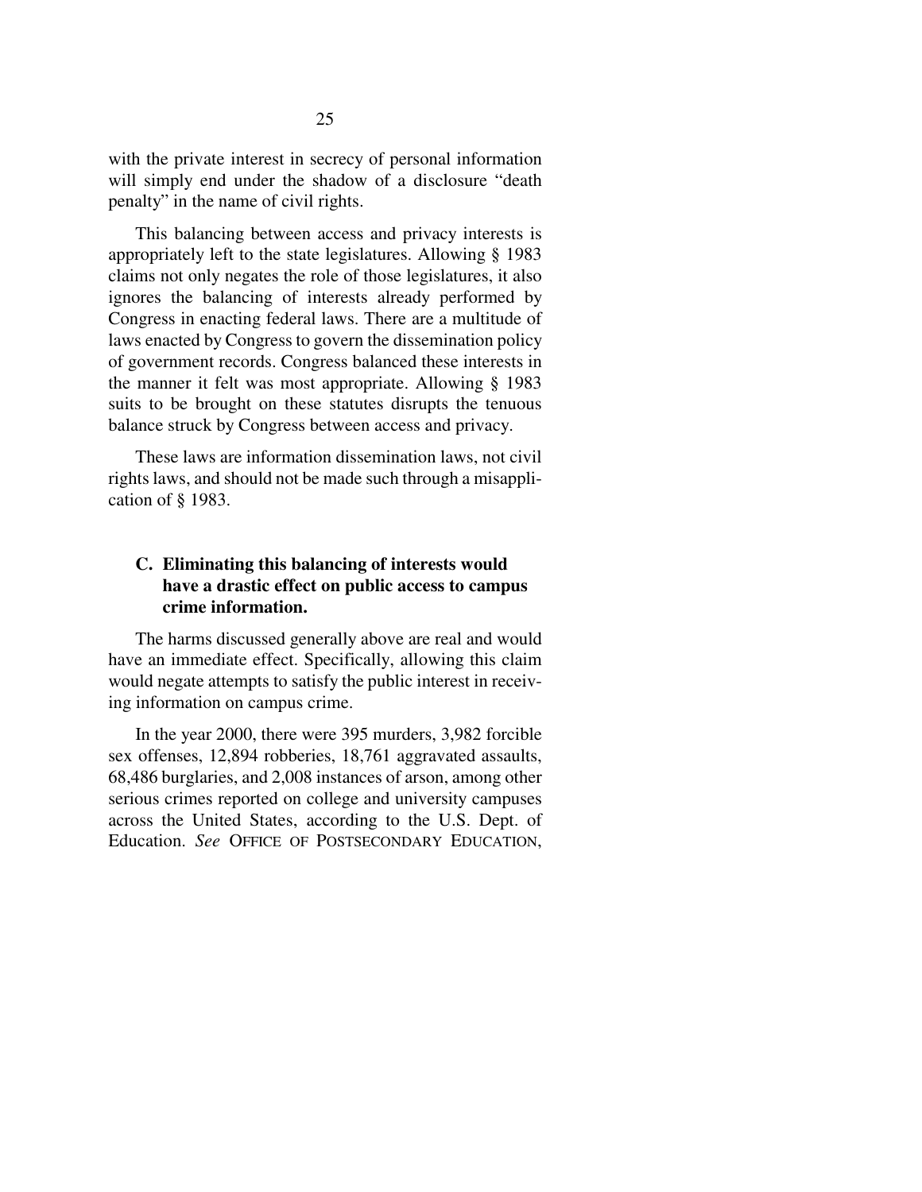with the private interest in secrecy of personal information will simply end under the shadow of a disclosure "death penalty" in the name of civil rights.

This balancing between access and privacy interests is appropriately left to the state legislatures. Allowing § 1983 claims not only negates the role of those legislatures, it also ignores the balancing of interests already performed by Congress in enacting federal laws. There are a multitude of laws enacted by Congress to govern the dissemination policy of government records. Congress balanced these interests in the manner it felt was most appropriate. Allowing § 1983 suits to be brought on these statutes disrupts the tenuous balance struck by Congress between access and privacy.

These laws are information dissemination laws, not civil rights laws, and should not be made such through a misapplication of § 1983.

### C. Eliminating this balancing of interests would have a drastic effect on public access to campus crime information.

The harms discussed generally above are real and would have an immediate effect. Specifically, allowing this claim would negate attempts to satisfy the public interest in receiving information on campus crime.

In the year 2000, there were 395 murders, 3,982 forcible sex offenses, 12,894 robberies, 18,761 aggravated assaults, 68,486 burglaries, and 2,008 instances of arson, among other serious crimes reported on college and university campuses across the United States, according to the U.S. Dept. of Education. *See* OFFICE OF POSTSECONDARY EDUCATION,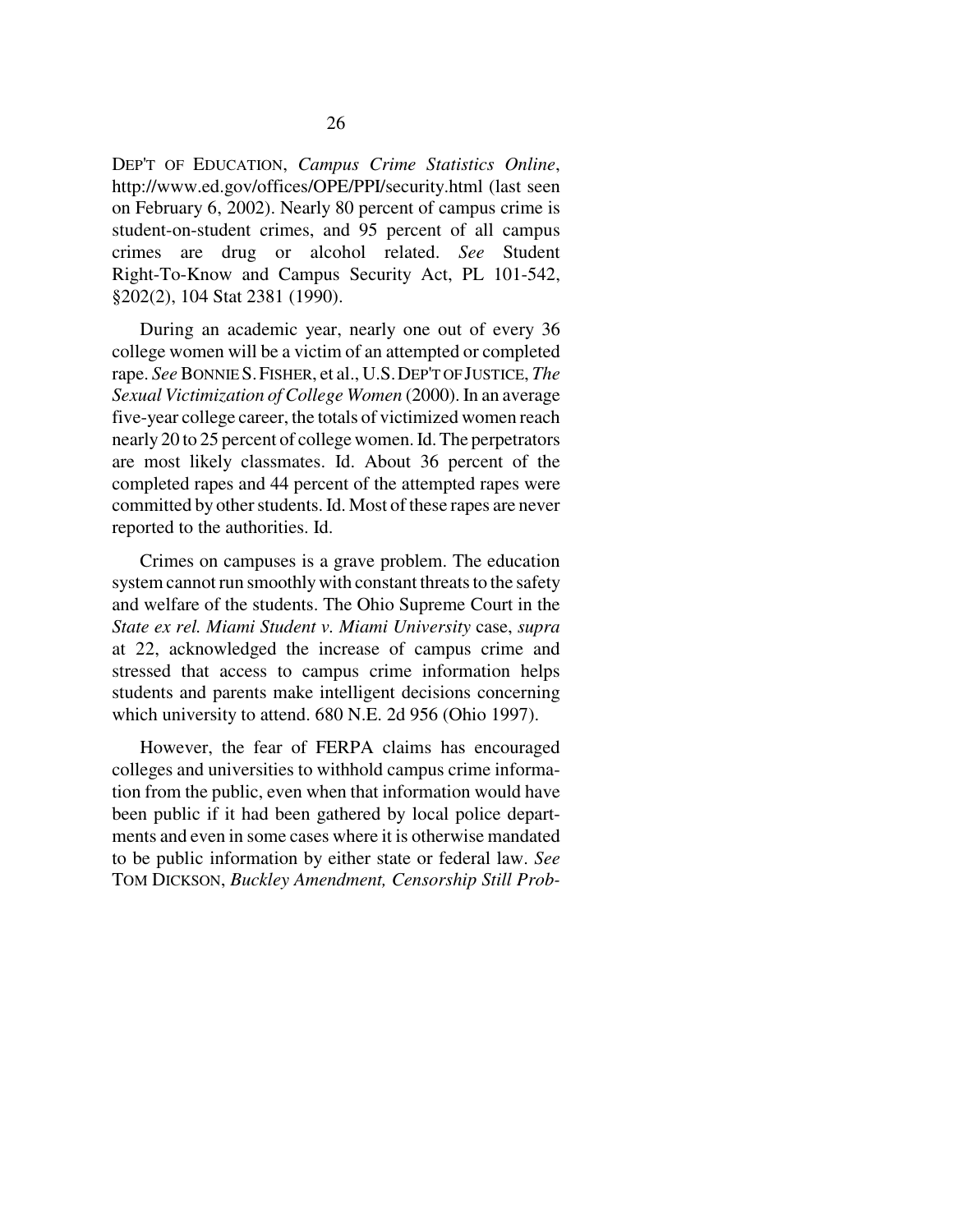DEP'T OF EDUCATION, *Campus Crime Statistics Online*, http://www.ed.gov/offices/OPE/PPI/security.html (last seen on February 6, 2002). Nearly 80 percent of campus crime is student-on-student crimes, and 95 percent of all campus crimes are drug or alcohol related. *See* Student Right-To-Know and Campus Security Act, PL 101-542, §202(2), 104 Stat 2381 (1990).

During an academic year, nearly one out of every 36 college women will be a victim of an attempted or completed rape. *See* BONNIE S. FISHER, et al., U.S. DEP'T OF JUSTICE, *The Sexual Victimization of College Women* (2000). In an average five-year college career, the totals of victimized women reach nearly 20 to 25 percent of college women. Id. The perpetrators are most likely classmates. Id. About 36 percent of the completed rapes and 44 percent of the attempted rapes were committed by other students. Id. Most of these rapes are never reported to the authorities. Id.

Crimes on campuses is a grave problem. The education system cannot run smoothly with constant threats to the safety and welfare of the students. The Ohio Supreme Court in the *State ex rel. Miami Student v. Miami University* case, *supra* at 22, acknowledged the increase of campus crime and stressed that access to campus crime information helps students and parents make intelligent decisions concerning which university to attend. 680 N.E. 2d 956 (Ohio 1997).

However, the fear of FERPA claims has encouraged colleges and universities to withhold campus crime information from the public, even when that information would have been public if it had been gathered by local police departments and even in some cases where it is otherwise mandated to be public information by either state or federal law. *See* TOM DICKSON, *Buckley Amendment, Censorship Still Prob-*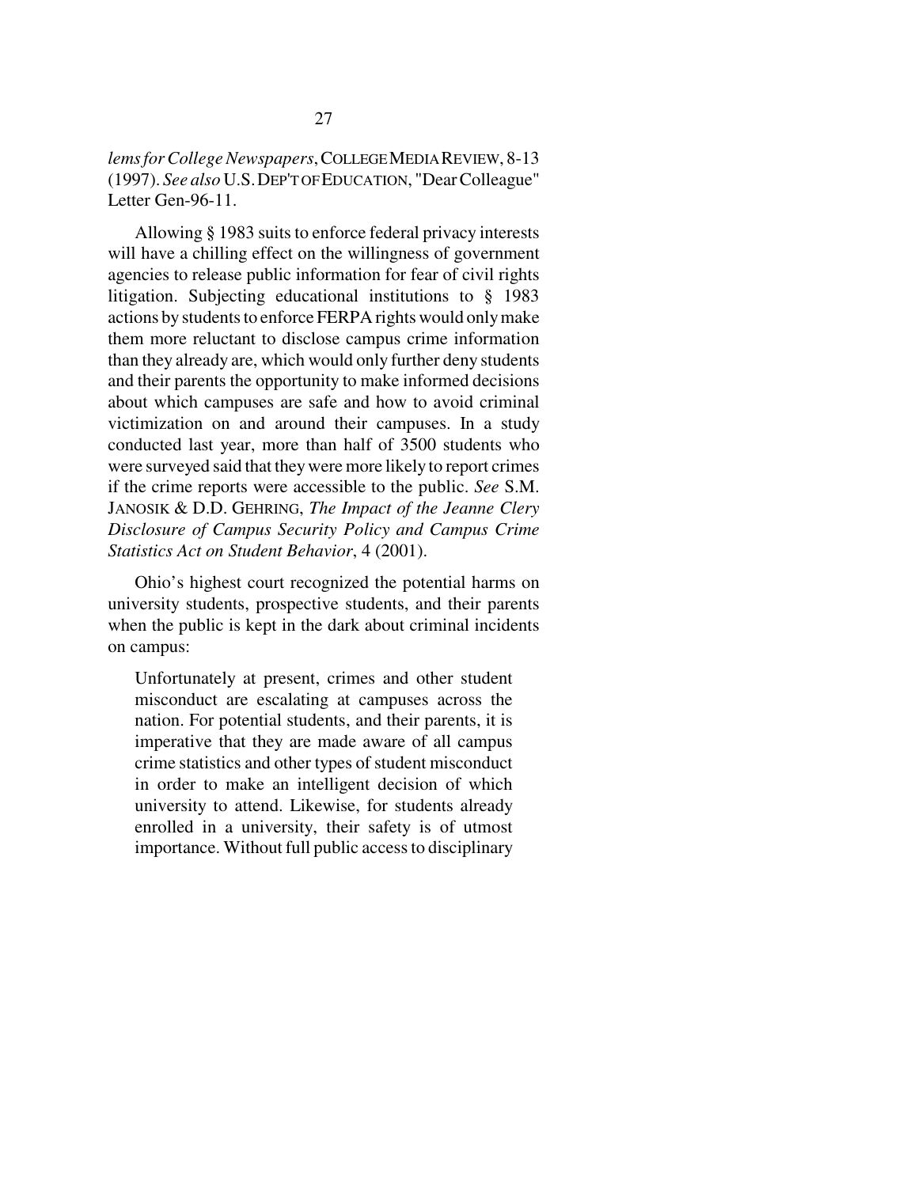*lems for College Newspapers*, COLLEGE MEDIA REVIEW, 8-13 (1997). *See also* U.S. DEP'T OF EDUCATION, "Dear Colleague" Letter Gen-96-11.

Allowing § 1983 suits to enforce federal privacy interests will have a chilling effect on the willingness of government agencies to release public information for fear of civil rights litigation. Subjecting educational institutions to § 1983 actions by students to enforce FERPA rights would only make them more reluctant to disclose campus crime information than they already are, which would only further deny students and their parents the opportunity to make informed decisions about which campuses are safe and how to avoid criminal victimization on and around their campuses. In a study conducted last year, more than half of 3500 students who were surveyed said that they were more likely to report crimes if the crime reports were accessible to the public. *See* S.M. JANOSIK & D.D. GEHRING, *The Impact of the Jeanne Clery Disclosure of Campus Security Policy and Campus Crime Statistics Act on Student Behavior*, 4 (2001).

Ohio's highest court recognized the potential harms on university students, prospective students, and their parents when the public is kept in the dark about criminal incidents on campus:

> Unfortunately at present, crimes and other student misconduct are escalating at campuses across the nation. For potential students, and their parents, it is imperative that they are made aware of all campus crime statistics and other types of student misconduct in order to make an intelligent decision of which university to attend. Likewise, for students already enrolled in a university, their safety is of utmost importance. Without full public access to disciplinary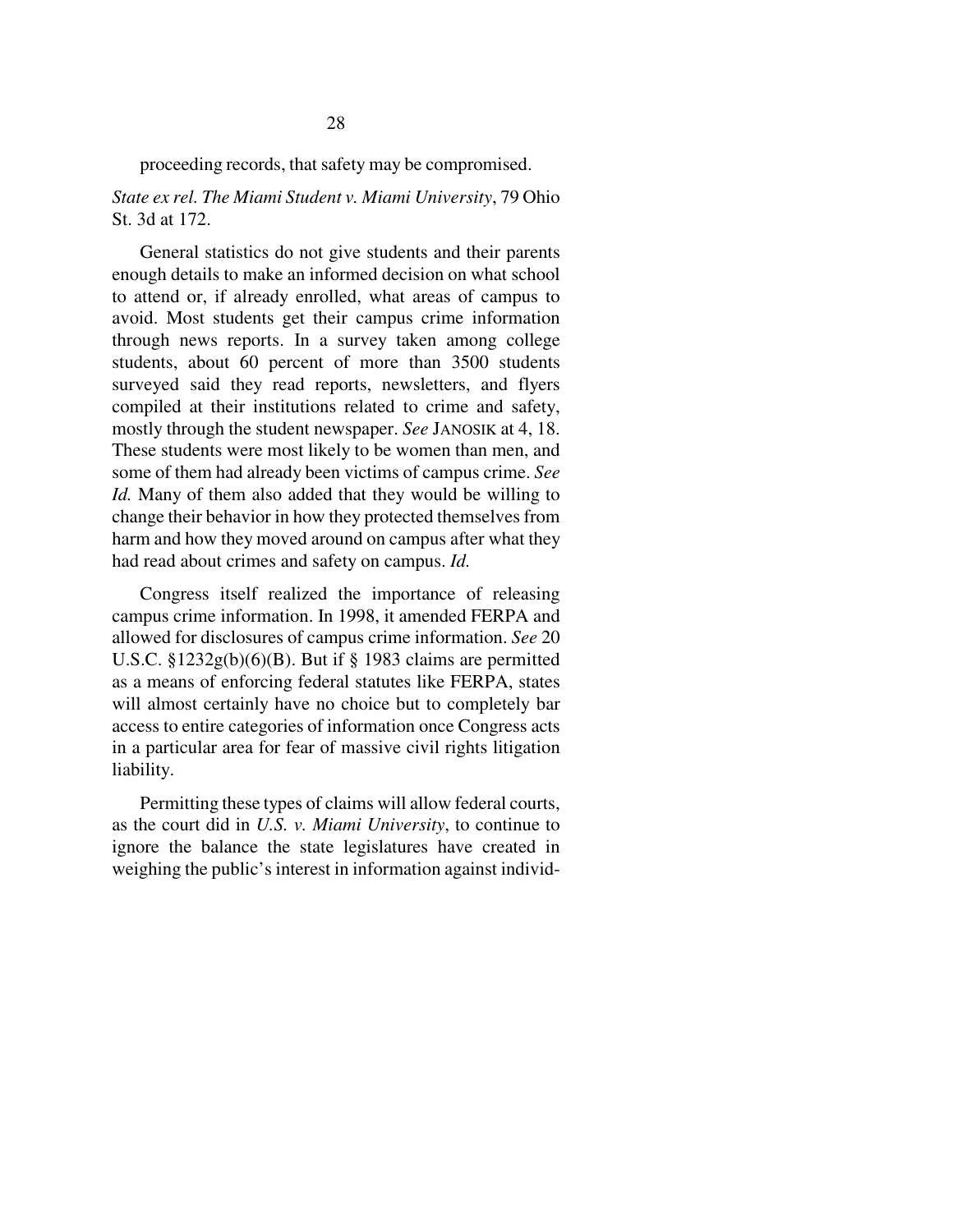proceeding records, that safety may be compromised.

*State ex rel. The Miami Student v. Miami University*, 79 Ohio St. 3d at 172.

General statistics do not give students and their parents enough details to make an informed decision on what school to attend or, if already enrolled, what areas of campus to avoid. Most students get their campus crime information through news reports. In a survey taken among college students, about 60 percent of more than 3500 students surveyed said they read reports, newsletters, and flyers compiled at their institutions related to crime and safety, mostly through the student newspaper. *See* JANOSIK at 4, 18. These students were most likely to be women than men, and some of them had already been victims of campus crime. *See Id.* Many of them also added that they would be willing to change their behavior in how they protected themselves from harm and how they moved around on campus after what they had read about crimes and safety on campus. *Id.*

Congress itself realized the importance of releasing campus crime information. In 1998, it amended FERPA and allowed for disclosures of campus crime information. *See* 20 U.S.C. §1232g(b)(6)(B). But if § 1983 claims are permitted as a means of enforcing federal statutes like FERPA, states will almost certainly have no choice but to completely bar access to entire categories of information once Congress acts in a particular area for fear of massive civil rights litigation liability.

Permitting these types of claims will allow federal courts, as the court did in *U.S. v. Miami University*, to continue to ignore the balance the state legislatures have created in weighing the public's interest in information against individ-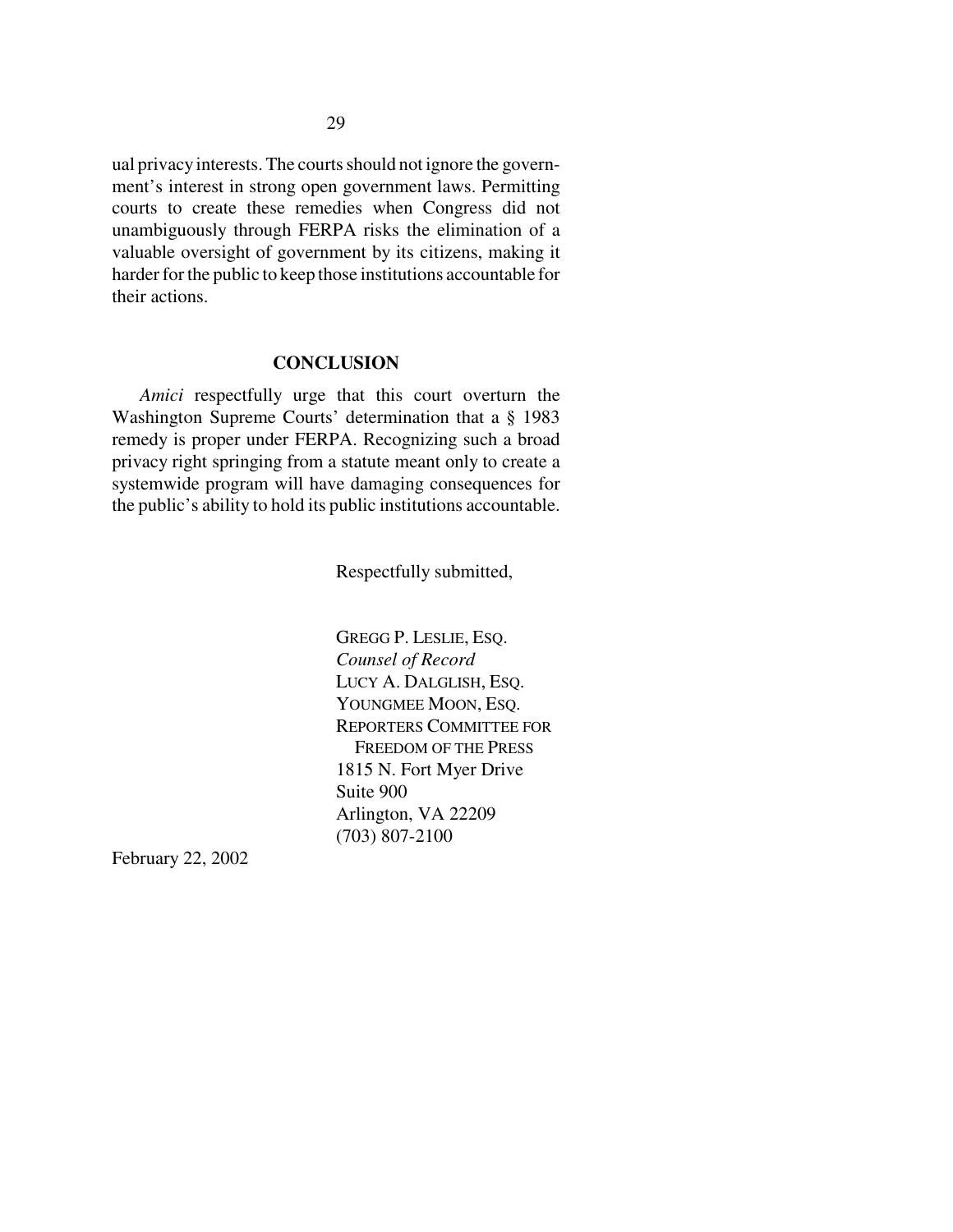ual privacy interests. The courts should not ignore the government's interest in strong open government laws. Permitting courts to create these remedies when Congress did not unambiguously through FERPA risks the elimination of a valuable oversight of government by its citizens, making it harder for the public to keep those institutions accountable for their actions.

## CONCLUSION

*Amici* respectfully urge that this court overturn the Washington Supreme Courts' determination that a § 1983 remedy is proper under FERPA. Recognizing such a broad privacy right springing from a statute meant only to create a systemwide program will have damaging consequences for the public's ability to hold its public institutions accountable.

Respectfully submitted,

GREGG P. LESLIE, ESQ.
*Counsel of Record*
LUCY A. DALGLISH, ESQ.
YOUNGMEE MOON, ESQ.
REPORTERS COMMITTEE FOR FREEDOM OF THE PRESS
1815 N. Fort Myer Drive
Suite 900
Arlington, VA 22209
(703) 807-2100

February 22, 2002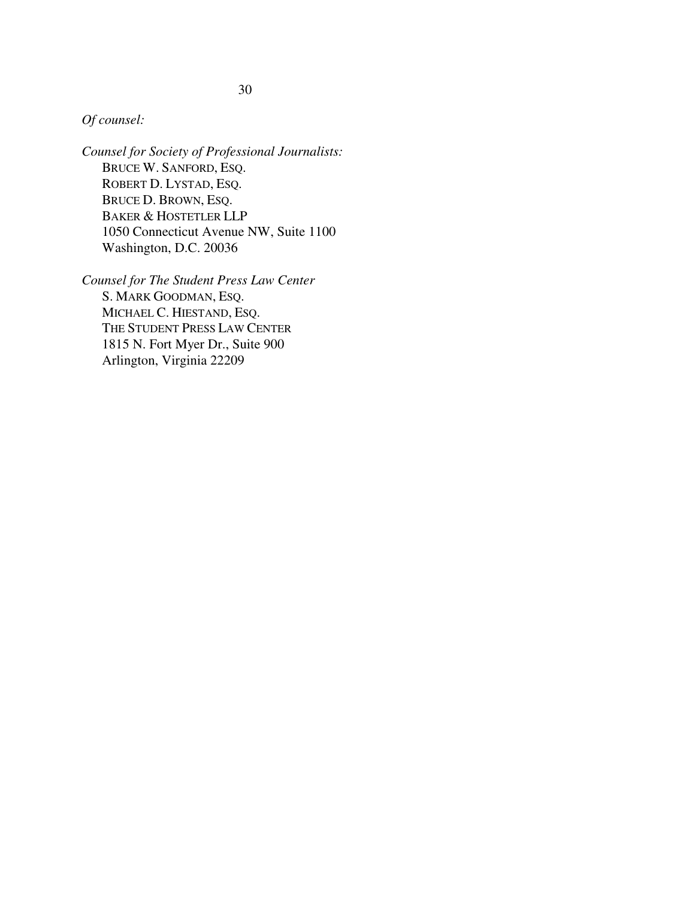*Of counsel:*

*Counsel for Society of Professional Journalists:*
BRUCE W. SANFORD, ESQ.
ROBERT D. LYSTAD, ESQ.
BRUCE D. BROWN, ESQ.
BAKER & HOSTETLER LLP
1050 Connecticut Avenue NW, Suite 1100
Washington, D.C. 20036

*Counsel for The Student Press Law Center*
S. MARK GOODMAN, ESQ.
MICHAEL C. HIESTAND, ESQ.
THE STUDENT PRESS LAW CENTER
1815 N. Fort Myer Dr., Suite 900
Arlington, Virginia 22209